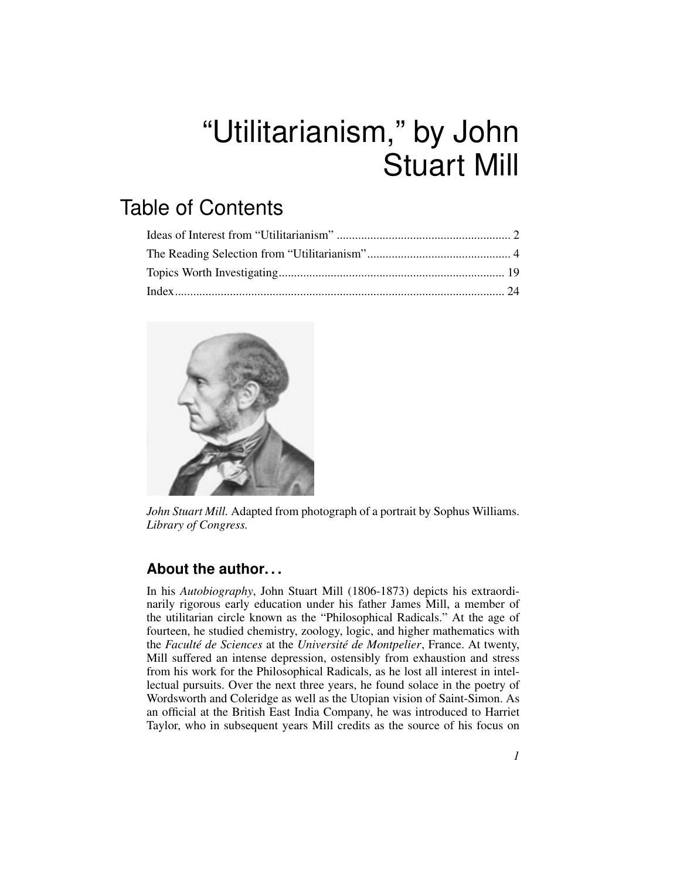# "Utilitarianism," by John Stuart Mill

## Table of Contents

Ideas of Interest from "Utilitarianism" ........................................................ 2
The Reading Selection from "Utilitarianism" .............................................. 4
Topics Worth Investigating ......................................................................... 19
Index .......................................................................................................... 24

*John Stuart Mill.* Adapted from photograph of a portrait by Sophus Williams. *Library of Congress.*

### About the author. . .

In his *Autobiography*, John Stuart Mill (1806-1873) depicts his extraordinarily rigorous early education under his father James Mill, a member of the utilitarian circle known as the "Philosophical Radicals." At the age of fourteen, he studied chemistry, zoology, logic, and higher mathematics with the *Faculté de Sciences* at the *Université de Montpelier*, France. At twenty, Mill suffered an intense depression, ostensibly from exhaustion and stress from his work for the Philosophical Radicals, as he lost all interest in intellectual pursuits. Over the next three years, he found solace in the poetry of Wordsworth and Coleridge as well as the Utopian vision of Saint-Simon. As an official at the British East India Company, he was introduced to Harriet Taylor, who in subsequent years Mill credits as the source of his focus on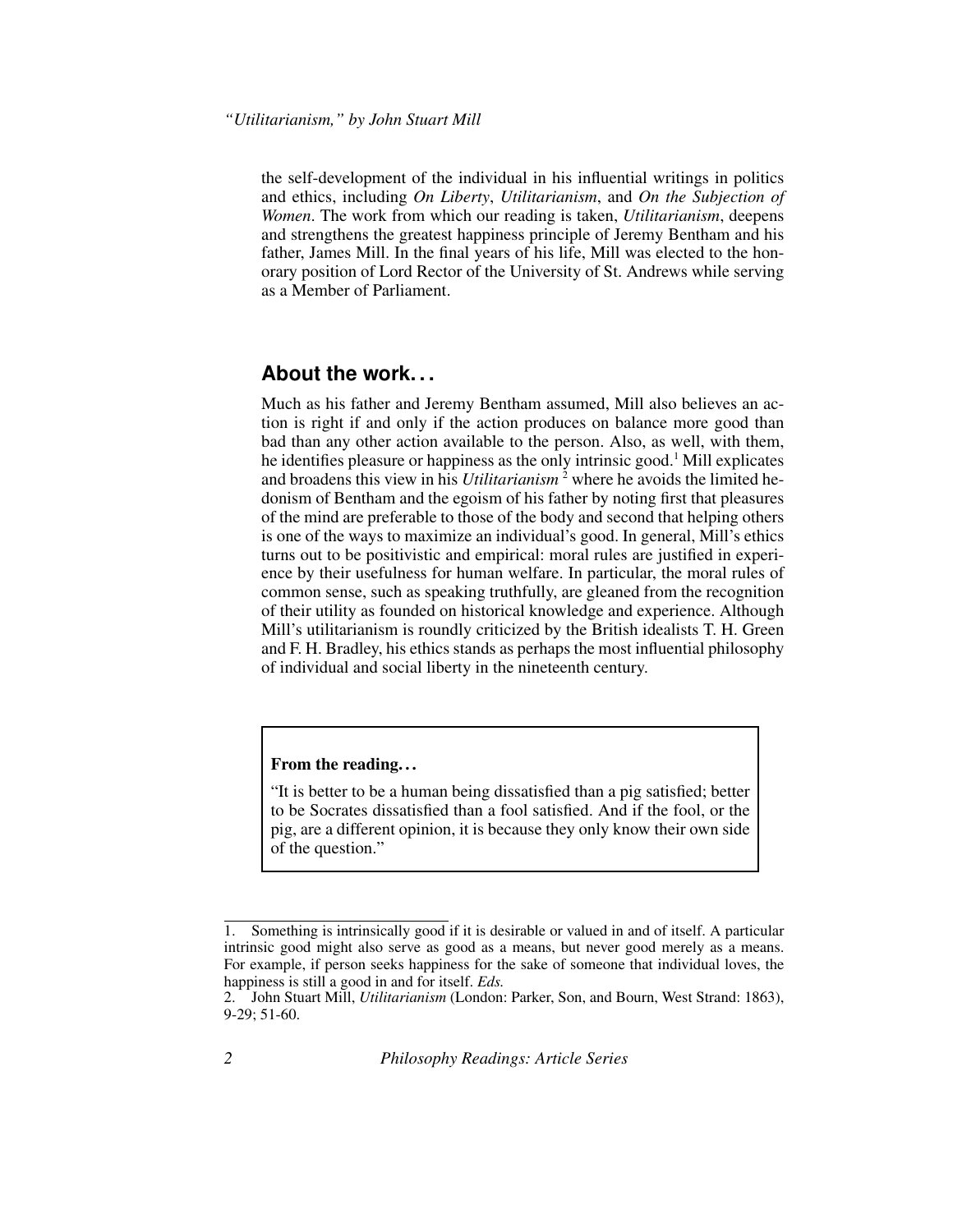the self-development of the individual in his influential writings in politics and ethics, including *On Liberty*, *Utilitarianism*, and *On the Subjection of Women*. The work from which our reading is taken, *Utilitarianism*, deepens and strengthens the greatest happiness principle of Jeremy Bentham and his father, James Mill. In the final years of his life, Mill was elected to the honorary position of Lord Rector of the University of St. Andrews while serving as a Member of Parliament.

## About the work. . .

Much as his father and Jeremy Bentham assumed, Mill also believes an action is right if and only if the action produces on balance more good than bad than any other action available to the person. Also, as well, with them, he identifies pleasure or happiness as the only intrinsic good.[1] Mill explicates and broadens this view in his *Utilitarianism* [2] where he avoids the limited hedonism of Bentham and the egoism of his father by noting first that pleasures of the mind are preferable to those of the body and second that helping others is one of the ways to maximize an individual's good. In general, Mill's ethics turns out to be positivistic and empirical: moral rules are justified in experience by their usefulness for human welfare. In particular, the moral rules of common sense, such as speaking truthfully, are gleaned from the recognition of their utility as founded on historical knowledge and experience. Although Mill's utilitarianism is roundly criticized by the British idealists T. H. Green and F. H. Bradley, his ethics stands as perhaps the most influential philosophy of individual and social liberty in the nineteenth century.

**From the reading. . .**

"It is better to be a human being dissatisfied than a pig satisfied; better to be Socrates dissatisfied than a fool satisfied. And if the fool, or the pig, are a different opinion, it is because they only know their own side of the question."

---

1. Something is intrinsically good if it is desirable or valued in and of itself. A particular intrinsic good might also serve as good as a means, but never good merely as a means. For example, if person seeks happiness for the sake of someone that individual loves, the happiness is still a good in and for itself. *Eds.*

2. John Stuart Mill, *Utilitarianism* (London: Parker, Son, and Bourn, West Strand: 1863), 9-29; 51-60.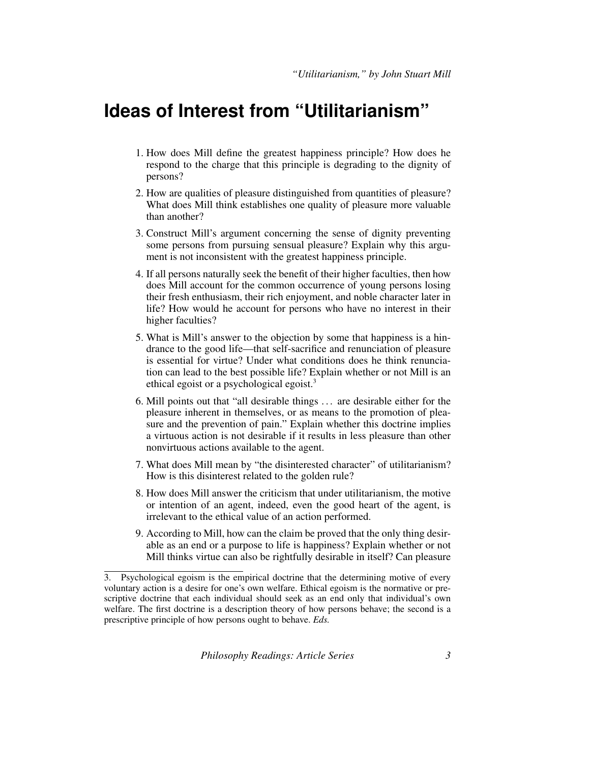# Ideas of Interest from "Utilitarianism"

1. How does Mill define the greatest happiness principle? How does he respond to the charge that this principle is degrading to the dignity of persons?

2. How are qualities of pleasure distinguished from quantities of pleasure? What does Mill think establishes one quality of pleasure more valuable than another?

3. Construct Mill's argument concerning the sense of dignity preventing some persons from pursuing sensual pleasure? Explain why this argument is not inconsistent with the greatest happiness principle.

4. If all persons naturally seek the benefit of their higher faculties, then how does Mill account for the common occurrence of young persons losing their fresh enthusiasm, their rich enjoyment, and noble character later in life? How would he account for persons who have no interest in their higher faculties?

5. What is Mill's answer to the objection by some that happiness is a hindrance to the good life—that self-sacrifice and renunciation of pleasure is essential for virtue? Under what conditions does he think renunciation can lead to the best possible life? Explain whether or not Mill is an ethical egoist or a psychological egoist.[3]

6. Mill points out that "all desirable things … are desirable either for the pleasure inherent in themselves, or as means to the promotion of pleasure and the prevention of pain." Explain whether this doctrine implies a virtuous action is not desirable if it results in less pleasure than other nonvirtuous actions available to the agent.

7. What does Mill mean by "the disinterested character" of utilitarianism? How is this disinterest related to the golden rule?

8. How does Mill answer the criticism that under utilitarianism, the motive or intention of an agent, indeed, even the good heart of the agent, is irrelevant to the ethical value of an action performed.

9. According to Mill, how can the claim be proved that the only thing desirable as an end or a purpose to life is happiness? Explain whether or not Mill thinks virtue can also be rightfully desirable in itself? Can pleasure

---

3. Psychological egoism is the empirical doctrine that the determining motive of every voluntary action is a desire for one's own welfare. Ethical egoism is the normative or prescriptive doctrine that each individual should seek as an end only that individual's own welfare. The first doctrine is a description theory of how persons behave; the second is a prescriptive principle of how persons ought to behave. *Eds.*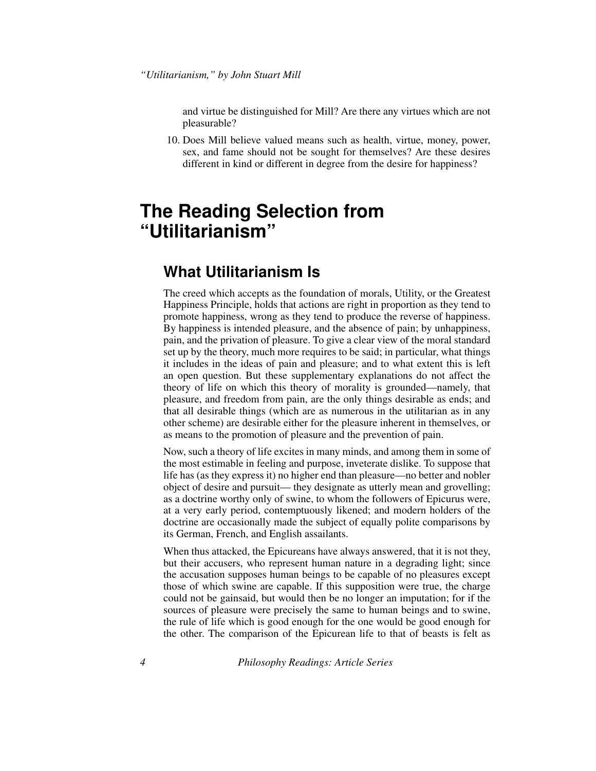and virtue be distinguished for Mill? Are there any virtues which are not pleasurable?

10. Does Mill believe valued means such as health, virtue, money, power, sex, and fame should not be sought for themselves? Are these desires different in kind or different in degree from the desire for happiness?

# The Reading Selection from "Utilitarianism"

## What Utilitarianism Is

The creed which accepts as the foundation of morals, Utility, or the Greatest Happiness Principle, holds that actions are right in proportion as they tend to promote happiness, wrong as they tend to produce the reverse of happiness. By happiness is intended pleasure, and the absence of pain; by unhappiness, pain, and the privation of pleasure. To give a clear view of the moral standard set up by the theory, much more requires to be said; in particular, what things it includes in the ideas of pain and pleasure; and to what extent this is left an open question. But these supplementary explanations do not affect the theory of life on which this theory of morality is grounded—namely, that pleasure, and freedom from pain, are the only things desirable as ends; and that all desirable things (which are as numerous in the utilitarian as in any other scheme) are desirable either for the pleasure inherent in themselves, or as means to the promotion of pleasure and the prevention of pain.

Now, such a theory of life excites in many minds, and among them in some of the most estimable in feeling and purpose, inveterate dislike. To suppose that life has (as they express it) no higher end than pleasure—no better and nobler object of desire and pursuit— they designate as utterly mean and grovelling; as a doctrine worthy only of swine, to whom the followers of Epicurus were, at a very early period, contemptuously likened; and modern holders of the doctrine are occasionally made the subject of equally polite comparisons by its German, French, and English assailants.

When thus attacked, the Epicureans have always answered, that it is not they, but their accusers, who represent human nature in a degrading light; since the accusation supposes human beings to be capable of no pleasures except those of which swine are capable. If this supposition were true, the charge could not be gainsaid, but would then be no longer an imputation; for if the sources of pleasure were precisely the same to human beings and to swine, the rule of life which is good enough for the one would be good enough for the other. The comparison of the Epicurean life to that of beasts is felt as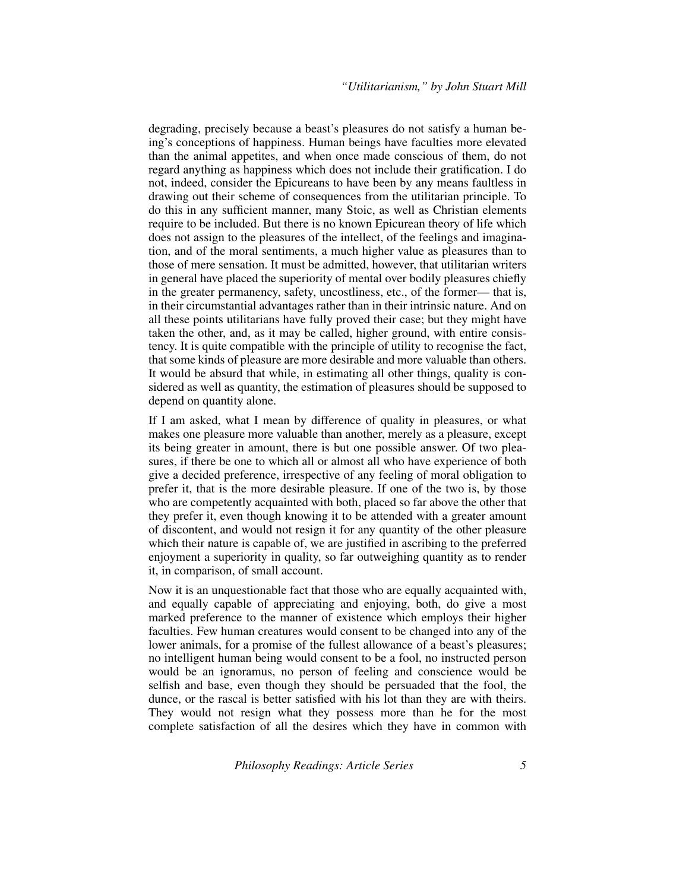degrading, precisely because a beast's pleasures do not satisfy a human being's conceptions of happiness. Human beings have faculties more elevated than the animal appetites, and when once made conscious of them, do not regard anything as happiness which does not include their gratification. I do not, indeed, consider the Epicureans to have been by any means faultless in drawing out their scheme of consequences from the utilitarian principle. To do this in any sufficient manner, many Stoic, as well as Christian elements require to be included. But there is no known Epicurean theory of life which does not assign to the pleasures of the intellect, of the feelings and imagination, and of the moral sentiments, a much higher value as pleasures than to those of mere sensation. It must be admitted, however, that utilitarian writers in general have placed the superiority of mental over bodily pleasures chiefly in the greater permanency, safety, uncostliness, etc., of the former— that is, in their circumstantial advantages rather than in their intrinsic nature. And on all these points utilitarians have fully proved their case; but they might have taken the other, and, as it may be called, higher ground, with entire consistency. It is quite compatible with the principle of utility to recognise the fact, that some kinds of pleasure are more desirable and more valuable than others. It would be absurd that while, in estimating all other things, quality is considered as well as quantity, the estimation of pleasures should be supposed to depend on quantity alone.

If I am asked, what I mean by difference of quality in pleasures, or what makes one pleasure more valuable than another, merely as a pleasure, except its being greater in amount, there is but one possible answer. Of two pleasures, if there be one to which all or almost all who have experience of both give a decided preference, irrespective of any feeling of moral obligation to prefer it, that is the more desirable pleasure. If one of the two is, by those who are competently acquainted with both, placed so far above the other that they prefer it, even though knowing it to be attended with a greater amount of discontent, and would not resign it for any quantity of the other pleasure which their nature is capable of, we are justified in ascribing to the preferred enjoyment a superiority in quality, so far outweighing quantity as to render it, in comparison, of small account.

Now it is an unquestionable fact that those who are equally acquainted with, and equally capable of appreciating and enjoying, both, do give a most marked preference to the manner of existence which employs their higher faculties. Few human creatures would consent to be changed into any of the lower animals, for a promise of the fullest allowance of a beast's pleasures; no intelligent human being would consent to be a fool, no instructed person would be an ignoramus, no person of feeling and conscience would be selfish and base, even though they should be persuaded that the fool, the dunce, or the rascal is better satisfied with his lot than they are with theirs. They would not resign what they possess more than he for the most complete satisfaction of all the desires which they have in common with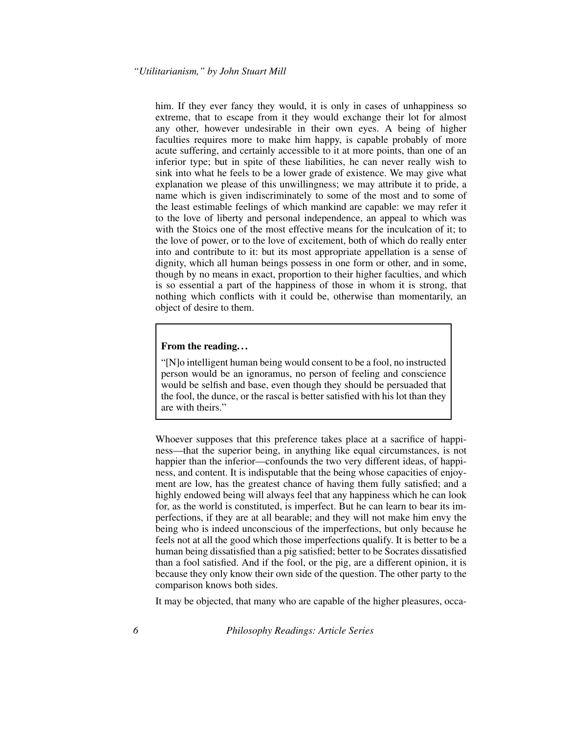him. If they ever fancy they would, it is only in cases of unhappiness so extreme, that to escape from it they would exchange their lot for almost any other, however undesirable in their own eyes. A being of higher faculties requires more to make him happy, is capable probably of more acute suffering, and certainly accessible to it at more points, than one of an inferior type; but in spite of these liabilities, he can never really wish to sink into what he feels to be a lower grade of existence. We may give what explanation we please of this unwillingness; we may attribute it to pride, a name which is given indiscriminately to some of the most and to some of the least estimable feelings of which mankind are capable: we may refer it to the love of liberty and personal independence, an appeal to which was with the Stoics one of the most effective means for the inculcation of it; to the love of power, or to the love of excitement, both of which do really enter into and contribute to it: but its most appropriate appellation is a sense of dignity, which all human beings possess in one form or other, and in some, though by no means in exact, proportion to their higher faculties, and which is so essential a part of the happiness of those in whom it is strong, that nothing which conflicts with it could be, otherwise than momentarily, an object of desire to them.

> **From the reading…**
>
> "[N]o intelligent human being would consent to be a fool, no instructed person would be an ignoramus, no person of feeling and conscience would be selfish and base, even though they should be persuaded that the fool, the dunce, or the rascal is better satisfied with his lot than they are with theirs."

Whoever supposes that this preference takes place at a sacrifice of happiness—that the superior being, in anything like equal circumstances, is not happier than the inferior—confounds the two very different ideas, of happiness, and content. It is indisputable that the being whose capacities of enjoyment are low, has the greatest chance of having them fully satisfied; and a highly endowed being will always feel that any happiness which he can look for, as the world is constituted, is imperfect. But he can learn to bear its imperfections, if they are at all bearable; and they will not make him envy the being who is indeed unconscious of the imperfections, but only because he feels not at all the good which those imperfections qualify. It is better to be a human being dissatisfied than a pig satisfied; better to be Socrates dissatisfied than a fool satisfied. And if the fool, or the pig, are a different opinion, it is because they only know their own side of the question. The other party to the comparison knows both sides.

It may be objected, that many who are capable of the higher pleasures, occa-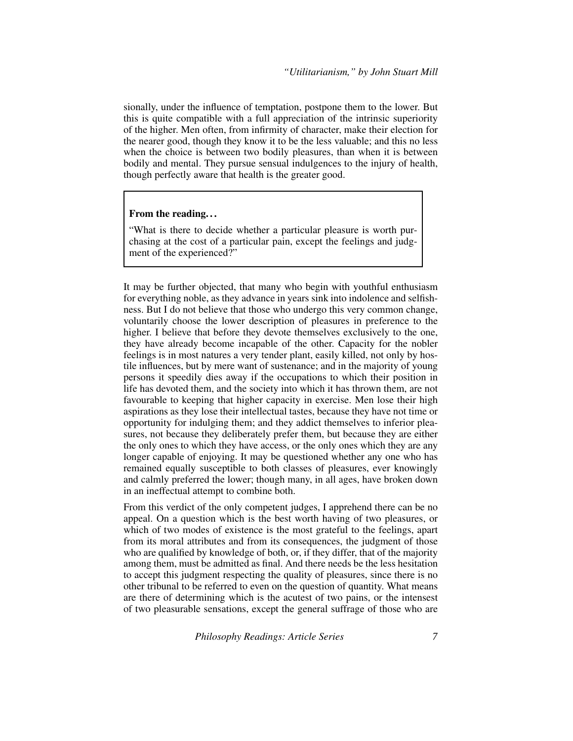sionally, under the influence of temptation, postpone them to the lower. But this is quite compatible with a full appreciation of the intrinsic superiority of the higher. Men often, from infirmity of character, make their election for the nearer good, though they know it to be the less valuable; and this no less when the choice is between two bodily pleasures, than when it is between bodily and mental. They pursue sensual indulgences to the injury of health, though perfectly aware that health is the greater good.

> **From the reading…**
>
> "What is there to decide whether a particular pleasure is worth purchasing at the cost of a particular pain, except the feelings and judgment of the experienced?"

It may be further objected, that many who begin with youthful enthusiasm for everything noble, as they advance in years sink into indolence and selfishness. But I do not believe that those who undergo this very common change, voluntarily choose the lower description of pleasures in preference to the higher. I believe that before they devote themselves exclusively to the one, they have already become incapable of the other. Capacity for the nobler feelings is in most natures a very tender plant, easily killed, not only by hostile influences, but by mere want of sustenance; and in the majority of young persons it speedily dies away if the occupations to which their position in life has devoted them, and the society into which it has thrown them, are not favourable to keeping that higher capacity in exercise. Men lose their high aspirations as they lose their intellectual tastes, because they have not time or opportunity for indulging them; and they addict themselves to inferior pleasures, not because they deliberately prefer them, but because they are either the only ones to which they have access, or the only ones which they are any longer capable of enjoying. It may be questioned whether any one who has remained equally susceptible to both classes of pleasures, ever knowingly and calmly preferred the lower; though many, in all ages, have broken down in an ineffectual attempt to combine both.

From this verdict of the only competent judges, I apprehend there can be no appeal. On a question which is the best worth having of two pleasures, or which of two modes of existence is the most grateful to the feelings, apart from its moral attributes and from its consequences, the judgment of those who are qualified by knowledge of both, or, if they differ, that of the majority among them, must be admitted as final. And there needs be the less hesitation to accept this judgment respecting the quality of pleasures, since there is no other tribunal to be referred to even on the question of quantity. What means are there of determining which is the acutest of two pains, or the intensest of two pleasurable sensations, except the general suffrage of those who are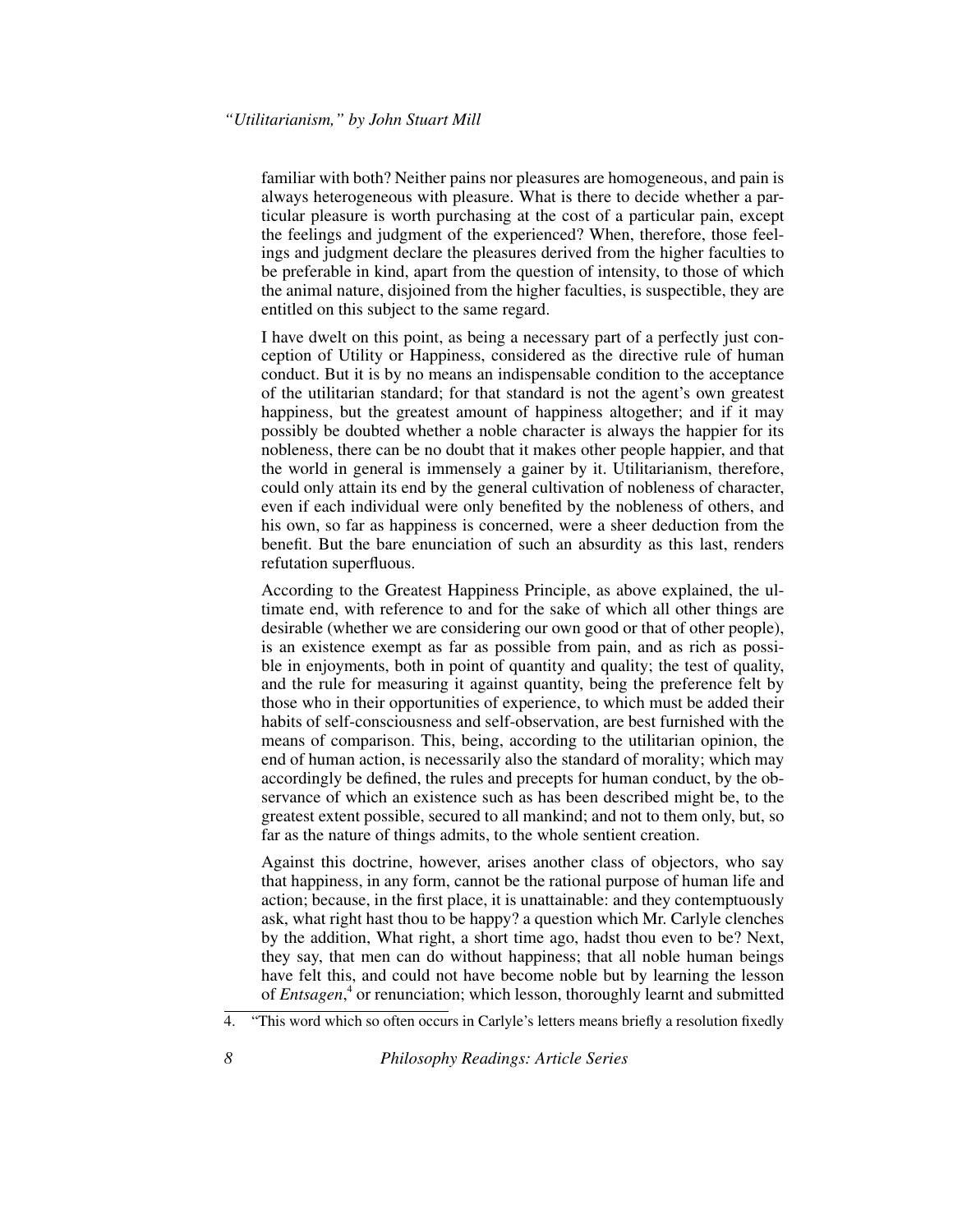familiar with both? Neither pains nor pleasures are homogeneous, and pain is always heterogeneous with pleasure. What is there to decide whether a particular pleasure is worth purchasing at the cost of a particular pain, except the feelings and judgment of the experienced? When, therefore, those feelings and judgment declare the pleasures derived from the higher faculties to be preferable in kind, apart from the question of intensity, to those of which the animal nature, disjoined from the higher faculties, is suspectible, they are entitled on this subject to the same regard.

I have dwelt on this point, as being a necessary part of a perfectly just conception of Utility or Happiness, considered as the directive rule of human conduct. But it is by no means an indispensable condition to the acceptance of the utilitarian standard; for that standard is not the agent's own greatest happiness, but the greatest amount of happiness altogether; and if it may possibly be doubted whether a noble character is always the happier for its nobleness, there can be no doubt that it makes other people happier, and that the world in general is immensely a gainer by it. Utilitarianism, therefore, could only attain its end by the general cultivation of nobleness of character, even if each individual were only benefited by the nobleness of others, and his own, so far as happiness is concerned, were a sheer deduction from the benefit. But the bare enunciation of such an absurdity as this last, renders refutation superfluous.

According to the Greatest Happiness Principle, as above explained, the ultimate end, with reference to and for the sake of which all other things are desirable (whether we are considering our own good or that of other people), is an existence exempt as far as possible from pain, and as rich as possible in enjoyments, both in point of quantity and quality; the test of quality, and the rule for measuring it against quantity, being the preference felt by those who in their opportunities of experience, to which must be added their habits of self-consciousness and self-observation, are best furnished with the means of comparison. This, being, according to the utilitarian opinion, the end of human action, is necessarily also the standard of morality; which may accordingly be defined, the rules and precepts for human conduct, by the observance of which an existence such as has been described might be, to the greatest extent possible, secured to all mankind; and not to them only, but, so far as the nature of things admits, to the whole sentient creation.

Against this doctrine, however, arises another class of objectors, who say that happiness, in any form, cannot be the rational purpose of human life and action; because, in the first place, it is unattainable: and they contemptuously ask, what right hast thou to be happy? a question which Mr. Carlyle clenches by the addition, What right, a short time ago, hadst thou even to be? Next, they say, that men can do without happiness; that all noble human beings have felt this, and could not have become noble but by learning the lesson of *Entsagen*,[4] or renunciation; which lesson, thoroughly learnt and submitted

4. "This word which so often occurs in Carlyle's letters means briefly a resolution fixedly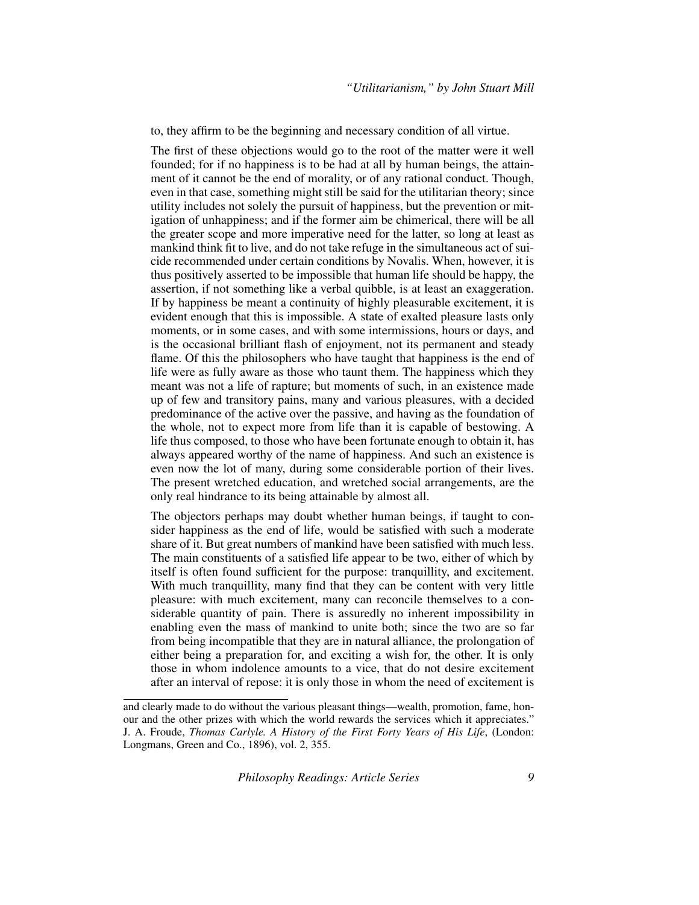to, they affirm to be the beginning and necessary condition of all virtue.

The first of these objections would go to the root of the matter were it well founded; for if no happiness is to be had at all by human beings, the attainment of it cannot be the end of morality, or of any rational conduct. Though, even in that case, something might still be said for the utilitarian theory; since utility includes not solely the pursuit of happiness, but the prevention or mitigation of unhappiness; and if the former aim be chimerical, there will be all the greater scope and more imperative need for the latter, so long at least as mankind think fit to live, and do not take refuge in the simultaneous act of suicide recommended under certain conditions by Novalis. When, however, it is thus positively asserted to be impossible that human life should be happy, the assertion, if not something like a verbal quibble, is at least an exaggeration. If by happiness be meant a continuity of highly pleasurable excitement, it is evident enough that this is impossible. A state of exalted pleasure lasts only moments, or in some cases, and with some intermissions, hours or days, and is the occasional brilliant flash of enjoyment, not its permanent and steady flame. Of this the philosophers who have taught that happiness is the end of life were as fully aware as those who taunt them. The happiness which they meant was not a life of rapture; but moments of such, in an existence made up of few and transitory pains, many and various pleasures, with a decided predominance of the active over the passive, and having as the foundation of the whole, not to expect more from life than it is capable of bestowing. A life thus composed, to those who have been fortunate enough to obtain it, has always appeared worthy of the name of happiness. And such an existence is even now the lot of many, during some considerable portion of their lives. The present wretched education, and wretched social arrangements, are the only real hindrance to its being attainable by almost all.

The objectors perhaps may doubt whether human beings, if taught to consider happiness as the end of life, would be satisfied with such a moderate share of it. But great numbers of mankind have been satisfied with much less. The main constituents of a satisfied life appear to be two, either of which by itself is often found sufficient for the purpose: tranquillity, and excitement. With much tranquillity, many find that they can be content with very little pleasure: with much excitement, many can reconcile themselves to a considerable quantity of pain. There is assuredly no inherent impossibility in enabling even the mass of mankind to unite both; since the two are so far from being incompatible that they are in natural alliance, the prolongation of either being a preparation for, and exciting a wish for, the other. It is only those in whom indolence amounts to a vice, that do not desire excitement after an interval of repose: it is only those in whom the need of excitement is

---

and clearly made to do without the various pleasant things—wealth, promotion, fame, honour and the other prizes with which the world rewards the services which it appreciates." J. A. Froude, *Thomas Carlyle. A History of the First Forty Years of His Life*, (London: Longmans, Green and Co., 1896), vol. 2, 355.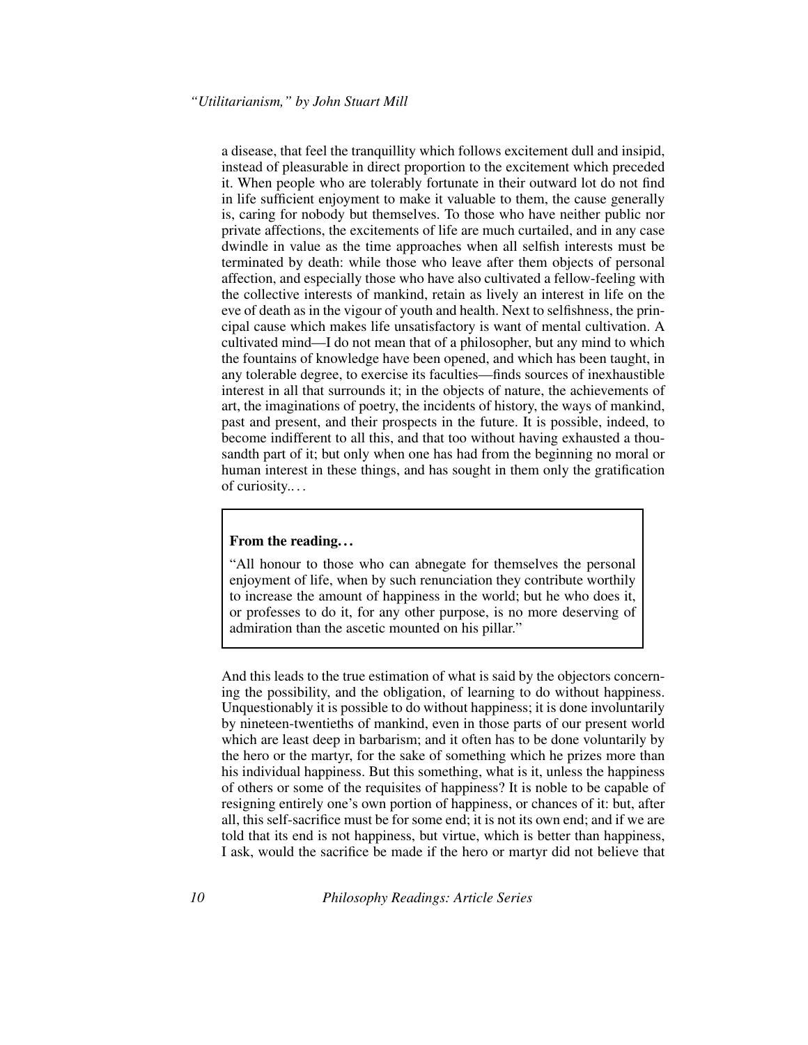a disease, that feel the tranquillity which follows excitement dull and insipid, instead of pleasurable in direct proportion to the excitement which preceded it. When people who are tolerably fortunate in their outward lot do not find in life sufficient enjoyment to make it valuable to them, the cause generally is, caring for nobody but themselves. To those who have neither public nor private affections, the excitements of life are much curtailed, and in any case dwindle in value as the time approaches when all selfish interests must be terminated by death: while those who leave after them objects of personal affection, and especially those who have also cultivated a fellow-feeling with the collective interests of mankind, retain as lively an interest in life on the eve of death as in the vigour of youth and health. Next to selfishness, the principal cause which makes life unsatisfactory is want of mental cultivation. A cultivated mind—I do not mean that of a philosopher, but any mind to which the fountains of knowledge have been opened, and which has been taught, in any tolerable degree, to exercise its faculties—finds sources of inexhaustible interest in all that surrounds it; in the objects of nature, the achievements of art, the imaginations of poetry, the incidents of history, the ways of mankind, past and present, and their prospects in the future. It is possible, indeed, to become indifferent to all this, and that too without having exhausted a thousandth part of it; but only when one has had from the beginning no moral or human interest in these things, and has sought in them only the gratification of curiosity. . . .

> **From the reading. . .**
>
> "All honour to those who can abnegate for themselves the personal enjoyment of life, when by such renunciation they contribute worthily to increase the amount of happiness in the world; but he who does it, or professes to do it, for any other purpose, is no more deserving of admiration than the ascetic mounted on his pillar."

And this leads to the true estimation of what is said by the objectors concerning the possibility, and the obligation, of learning to do without happiness. Unquestionably it is possible to do without happiness; it is done involuntarily by nineteen-twentieths of mankind, even in those parts of our present world which are least deep in barbarism; and it often has to be done voluntarily by the hero or the martyr, for the sake of something which he prizes more than his individual happiness. But this something, what is it, unless the happiness of others or some of the requisites of happiness? It is noble to be capable of resigning entirely one's own portion of happiness, or chances of it: but, after all, this self-sacrifice must be for some end; it is not its own end; and if we are told that its end is not happiness, but virtue, which is better than happiness, I ask, would the sacrifice be made if the hero or martyr did not believe that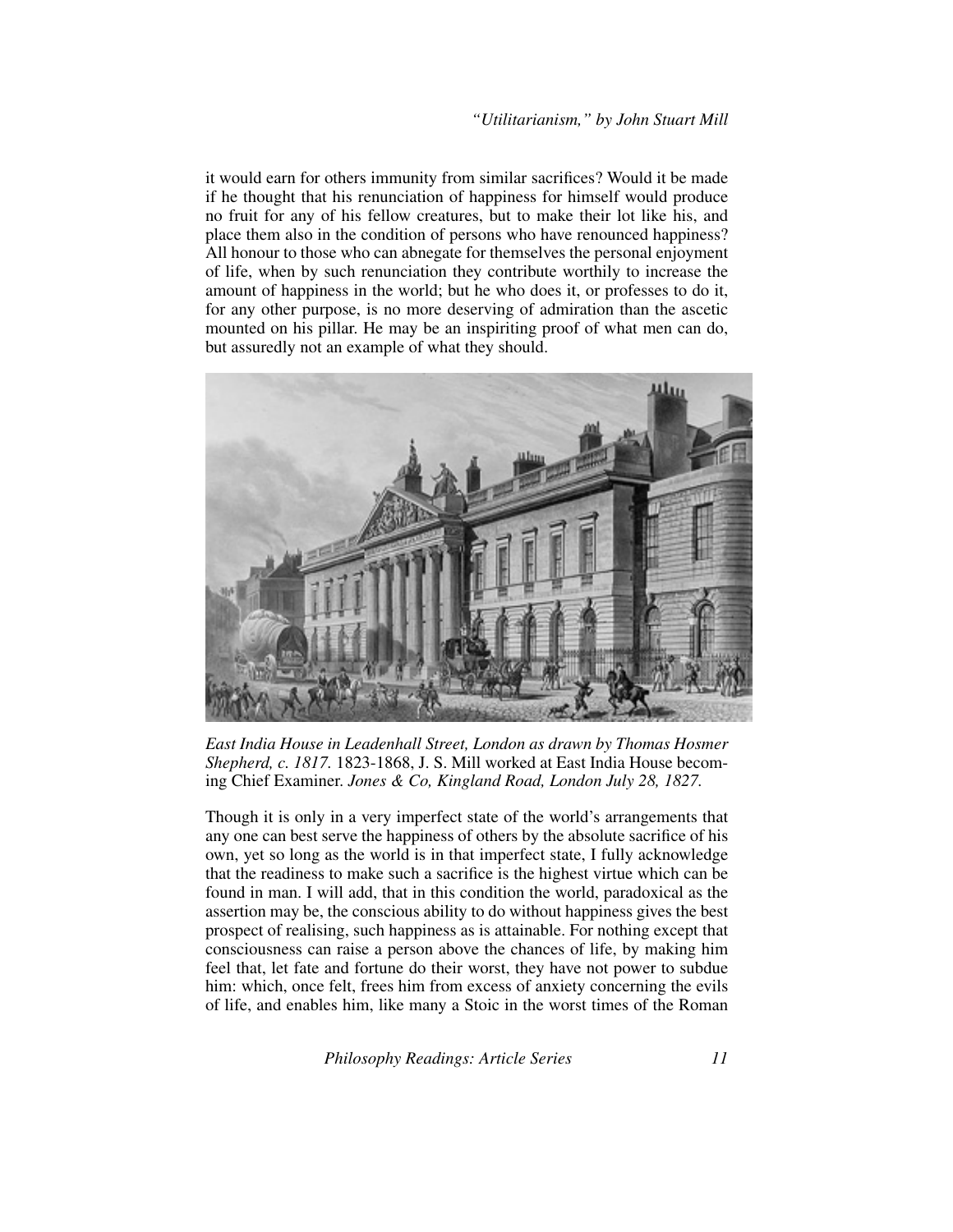it would earn for others immunity from similar sacrifices? Would it be made if he thought that his renunciation of happiness for himself would produce no fruit for any of his fellow creatures, but to make their lot like his, and place them also in the condition of persons who have renounced happiness? All honour to those who can abnegate for themselves the personal enjoyment of life, when by such renunciation they contribute worthily to increase the amount of happiness in the world; but he who does it, or professes to do it, for any other purpose, is no more deserving of admiration than the ascetic mounted on his pillar. He may be an inspiriting proof of what men can do, but assuredly not an example of what they should.

*East India House in Leadenhall Street, London as drawn by Thomas Hosmer Shepherd, c. 1817.* 1823-1868, J. S. Mill worked at East India House becoming Chief Examiner. *Jones & Co, Kingland Road, London July 28, 1827.*

Though it is only in a very imperfect state of the world's arrangements that any one can best serve the happiness of others by the absolute sacrifice of his own, yet so long as the world is in that imperfect state, I fully acknowledge that the readiness to make such a sacrifice is the highest virtue which can be found in man. I will add, that in this condition the world, paradoxical as the assertion may be, the conscious ability to do without happiness gives the best prospect of realising, such happiness as is attainable. For nothing except that consciousness can raise a person above the chances of life, by making him feel that, let fate and fortune do their worst, they have not power to subdue him: which, once felt, frees him from excess of anxiety concerning the evils of life, and enables him, like many a Stoic in the worst times of the Roman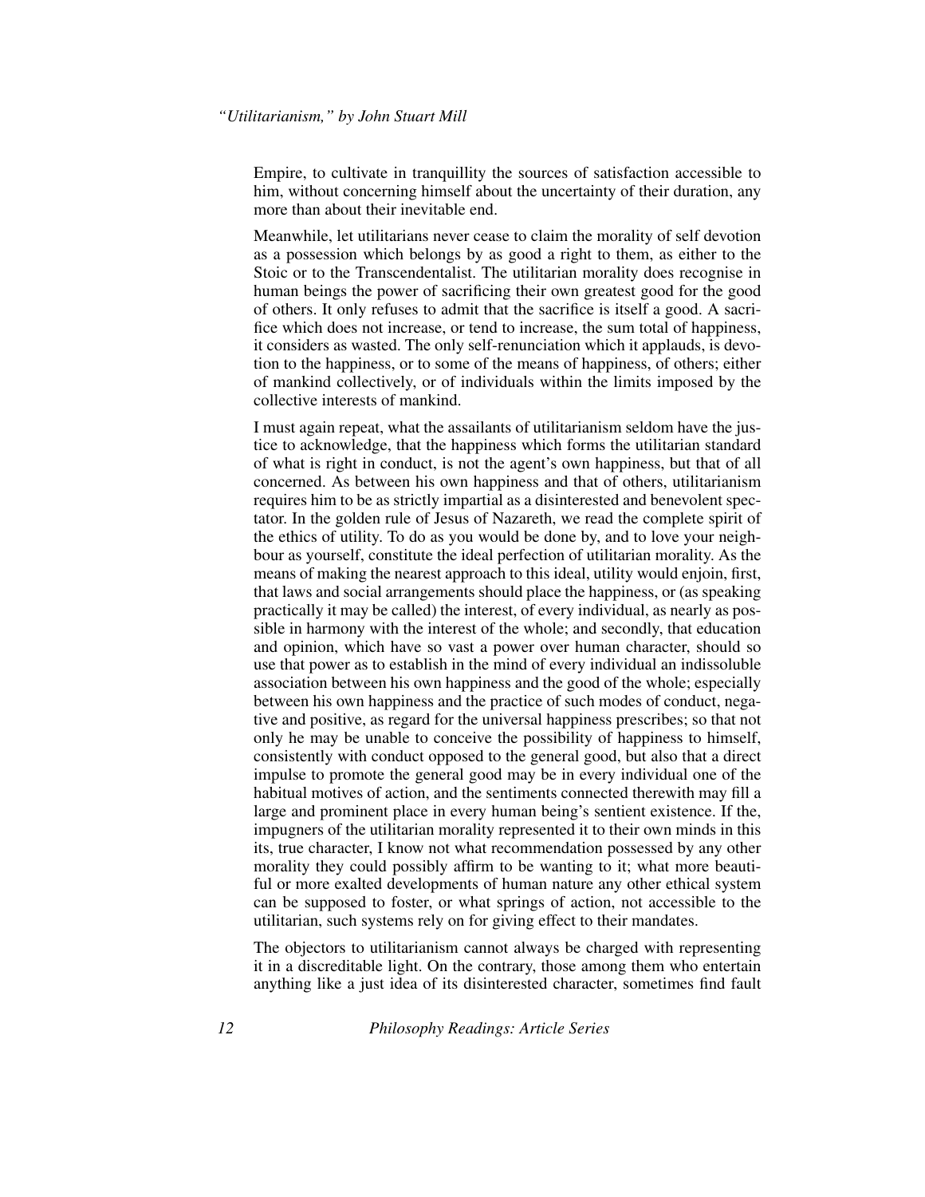Empire, to cultivate in tranquillity the sources of satisfaction accessible to him, without concerning himself about the uncertainty of their duration, any more than about their inevitable end.

Meanwhile, let utilitarians never cease to claim the morality of self devotion as a possession which belongs by as good a right to them, as either to the Stoic or to the Transcendentalist. The utilitarian morality does recognise in human beings the power of sacrificing their own greatest good for the good of others. It only refuses to admit that the sacrifice is itself a good. A sacrifice which does not increase, or tend to increase, the sum total of happiness, it considers as wasted. The only self-renunciation which it applauds, is devotion to the happiness, or to some of the means of happiness, of others; either of mankind collectively, or of individuals within the limits imposed by the collective interests of mankind.

I must again repeat, what the assailants of utilitarianism seldom have the justice to acknowledge, that the happiness which forms the utilitarian standard of what is right in conduct, is not the agent's own happiness, but that of all concerned. As between his own happiness and that of others, utilitarianism requires him to be as strictly impartial as a disinterested and benevolent spectator. In the golden rule of Jesus of Nazareth, we read the complete spirit of the ethics of utility. To do as you would be done by, and to love your neighbour as yourself, constitute the ideal perfection of utilitarian morality. As the means of making the nearest approach to this ideal, utility would enjoin, first, that laws and social arrangements should place the happiness, or (as speaking practically it may be called) the interest, of every individual, as nearly as possible in harmony with the interest of the whole; and secondly, that education and opinion, which have so vast a power over human character, should so use that power as to establish in the mind of every individual an indissoluble association between his own happiness and the good of the whole; especially between his own happiness and the practice of such modes of conduct, negative and positive, as regard for the universal happiness prescribes; so that not only he may be unable to conceive the possibility of happiness to himself, consistently with conduct opposed to the general good, but also that a direct impulse to promote the general good may be in every individual one of the habitual motives of action, and the sentiments connected therewith may fill a large and prominent place in every human being's sentient existence. If the, impugners of the utilitarian morality represented it to their own minds in this its, true character, I know not what recommendation possessed by any other morality they could possibly affirm to be wanting to it; what more beautiful or more exalted developments of human nature any other ethical system can be supposed to foster, or what springs of action, not accessible to the utilitarian, such systems rely on for giving effect to their mandates.

The objectors to utilitarianism cannot always be charged with representing it in a discreditable light. On the contrary, those among them who entertain anything like a just idea of its disinterested character, sometimes find fault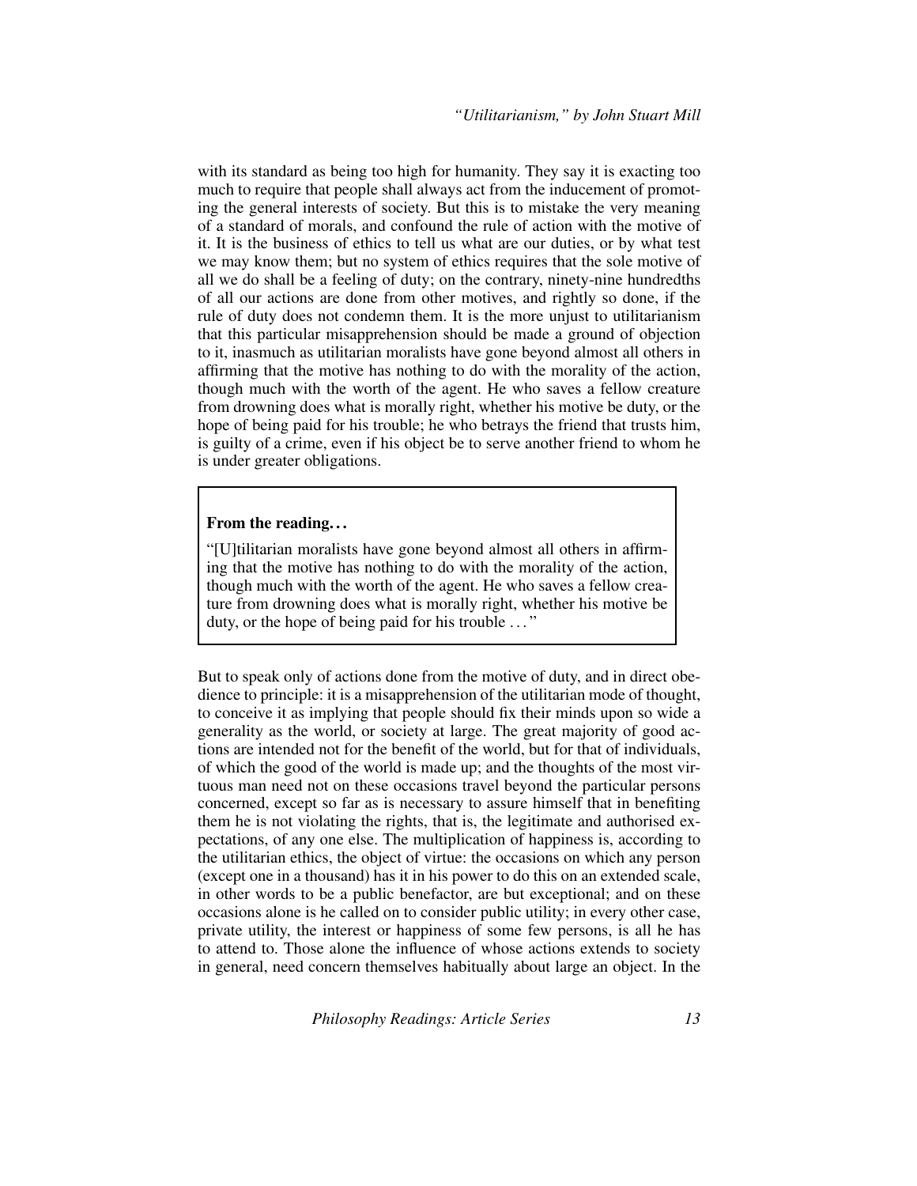with its standard as being too high for humanity. They say it is exacting too much to require that people shall always act from the inducement of promoting the general interests of society. But this is to mistake the very meaning of a standard of morals, and confound the rule of action with the motive of it. It is the business of ethics to tell us what are our duties, or by what test we may know them; but no system of ethics requires that the sole motive of all we do shall be a feeling of duty; on the contrary, ninety-nine hundredths of all our actions are done from other motives, and rightly so done, if the rule of duty does not condemn them. It is the more unjust to utilitarianism that this particular misapprehension should be made a ground of objection to it, inasmuch as utilitarian moralists have gone beyond almost all others in affirming that the motive has nothing to do with the morality of the action, though much with the worth of the agent. He who saves a fellow creature from drowning does what is morally right, whether his motive be duty, or the hope of being paid for his trouble; he who betrays the friend that trusts him, is guilty of a crime, even if his object be to serve another friend to whom he is under greater obligations.

> **From the reading. . .**
>
> "[U]tilitarian moralists have gone beyond almost all others in affirming that the motive has nothing to do with the morality of the action, though much with the worth of the agent. He who saves a fellow creature from drowning does what is morally right, whether his motive be duty, or the hope of being paid for his trouble . . . "

But to speak only of actions done from the motive of duty, and in direct obedience to principle: it is a misapprehension of the utilitarian mode of thought, to conceive it as implying that people should fix their minds upon so wide a generality as the world, or society at large. The great majority of good actions are intended not for the benefit of the world, but for that of individuals, of which the good of the world is made up; and the thoughts of the most virtuous man need not on these occasions travel beyond the particular persons concerned, except so far as is necessary to assure himself that in benefiting them he is not violating the rights, that is, the legitimate and authorised expectations, of any one else. The multiplication of happiness is, according to the utilitarian ethics, the object of virtue: the occasions on which any person (except one in a thousand) has it in his power to do this on an extended scale, in other words to be a public benefactor, are but exceptional; and on these occasions alone is he called on to consider public utility; in every other case, private utility, the interest or happiness of some few persons, is all he has to attend to. Those alone the influence of whose actions extends to society in general, need concern themselves habitually about large an object. In the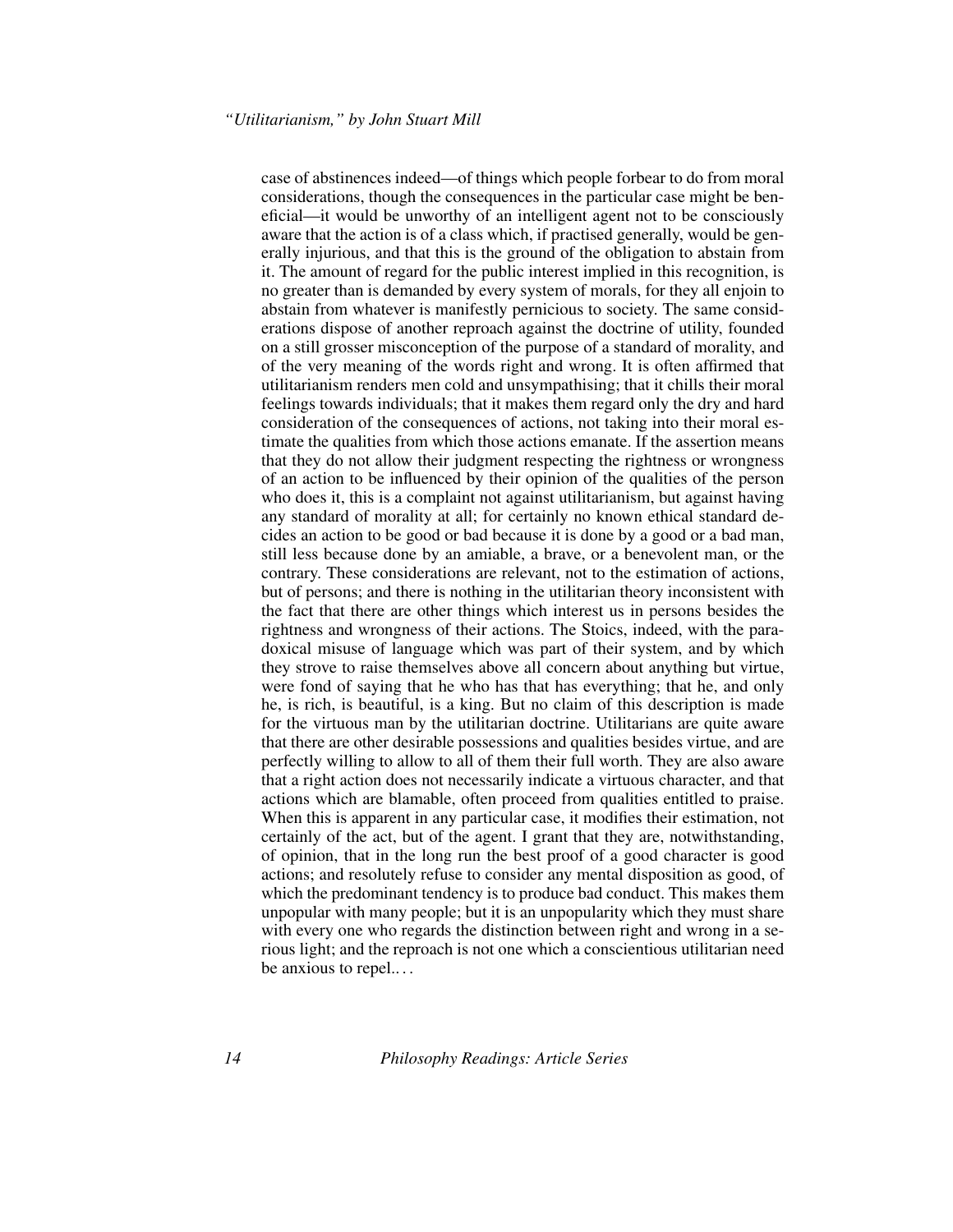case of abstinences indeed—of things which people forbear to do from moral considerations, though the consequences in the particular case might be beneficial—it would be unworthy of an intelligent agent not to be consciously aware that the action is of a class which, if practised generally, would be generally injurious, and that this is the ground of the obligation to abstain from it. The amount of regard for the public interest implied in this recognition, is no greater than is demanded by every system of morals, for they all enjoin to abstain from whatever is manifestly pernicious to society. The same considerations dispose of another reproach against the doctrine of utility, founded on a still grosser misconception of the purpose of a standard of morality, and of the very meaning of the words right and wrong. It is often affirmed that utilitarianism renders men cold and unsympathising; that it chills their moral feelings towards individuals; that it makes them regard only the dry and hard consideration of the consequences of actions, not taking into their moral estimate the qualities from which those actions emanate. If the assertion means that they do not allow their judgment respecting the rightness or wrongness of an action to be influenced by their opinion of the qualities of the person who does it, this is a complaint not against utilitarianism, but against having any standard of morality at all; for certainly no known ethical standard decides an action to be good or bad because it is done by a good or a bad man, still less because done by an amiable, a brave, or a benevolent man, or the contrary. These considerations are relevant, not to the estimation of actions, but of persons; and there is nothing in the utilitarian theory inconsistent with the fact that there are other things which interest us in persons besides the rightness and wrongness of their actions. The Stoics, indeed, with the paradoxical misuse of language which was part of their system, and by which they strove to raise themselves above all concern about anything but virtue, were fond of saying that he who has that has everything; that he, and only he, is rich, is beautiful, is a king. But no claim of this description is made for the virtuous man by the utilitarian doctrine. Utilitarians are quite aware that there are other desirable possessions and qualities besides virtue, and are perfectly willing to allow to all of them their full worth. They are also aware that a right action does not necessarily indicate a virtuous character, and that actions which are blamable, often proceed from qualities entitled to praise. When this is apparent in any particular case, it modifies their estimation, not certainly of the act, but of the agent. I grant that they are, notwithstanding, of opinion, that in the long run the best proof of a good character is good actions; and resolutely refuse to consider any mental disposition as good, of which the predominant tendency is to produce bad conduct. This makes them unpopular with many people; but it is an unpopularity which they must share with every one who regards the distinction between right and wrong in a serious light; and the reproach is not one which a conscientious utilitarian need be anxious to repel....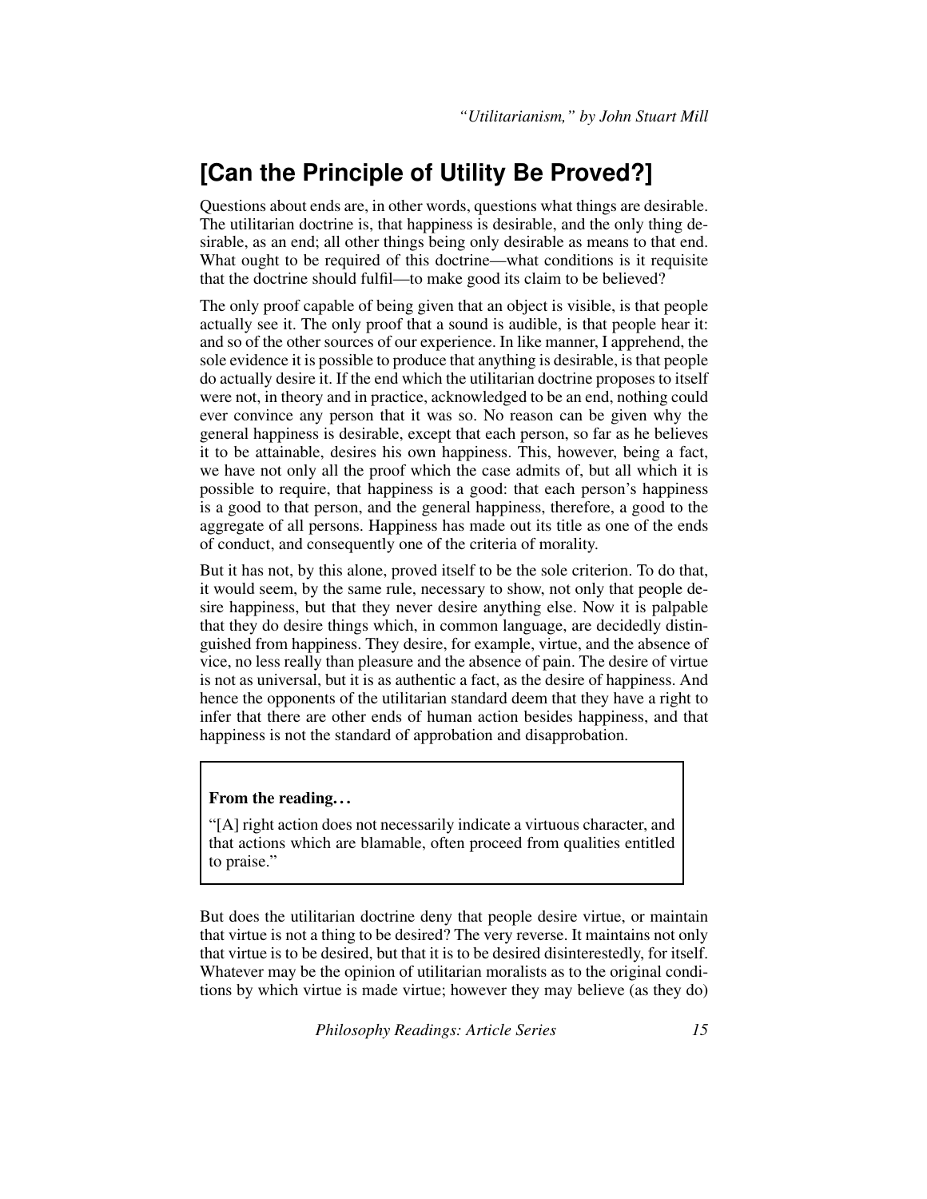## [Can the Principle of Utility Be Proved?]

Questions about ends are, in other words, questions what things are desirable. The utilitarian doctrine is, that happiness is desirable, and the only thing desirable, as an end; all other things being only desirable as means to that end. What ought to be required of this doctrine—what conditions is it requisite that the doctrine should fulfil—to make good its claim to be believed?

The only proof capable of being given that an object is visible, is that people actually see it. The only proof that a sound is audible, is that people hear it: and so of the other sources of our experience. In like manner, I apprehend, the sole evidence it is possible to produce that anything is desirable, is that people do actually desire it. If the end which the utilitarian doctrine proposes to itself were not, in theory and in practice, acknowledged to be an end, nothing could ever convince any person that it was so. No reason can be given why the general happiness is desirable, except that each person, so far as he believes it to be attainable, desires his own happiness. This, however, being a fact, we have not only all the proof which the case admits of, but all which it is possible to require, that happiness is a good: that each person's happiness is a good to that person, and the general happiness, therefore, a good to the aggregate of all persons. Happiness has made out its title as one of the ends of conduct, and consequently one of the criteria of morality.

But it has not, by this alone, proved itself to be the sole criterion. To do that, it would seem, by the same rule, necessary to show, not only that people desire happiness, but that they never desire anything else. Now it is palpable that they do desire things which, in common language, are decidedly distinguished from happiness. They desire, for example, virtue, and the absence of vice, no less really than pleasure and the absence of pain. The desire of virtue is not as universal, but it is as authentic a fact, as the desire of happiness. And hence the opponents of the utilitarian standard deem that they have a right to infer that there are other ends of human action besides happiness, and that happiness is not the standard of approbation and disapprobation.

> **From the reading. . .**
>
> "[A] right action does not necessarily indicate a virtuous character, and that actions which are blamable, often proceed from qualities entitled to praise."

But does the utilitarian doctrine deny that people desire virtue, or maintain that virtue is not a thing to be desired? The very reverse. It maintains not only that virtue is to be desired, but that it is to be desired disinterestedly, for itself. Whatever may be the opinion of utilitarian moralists as to the original conditions by which virtue is made virtue; however they may believe (as they do)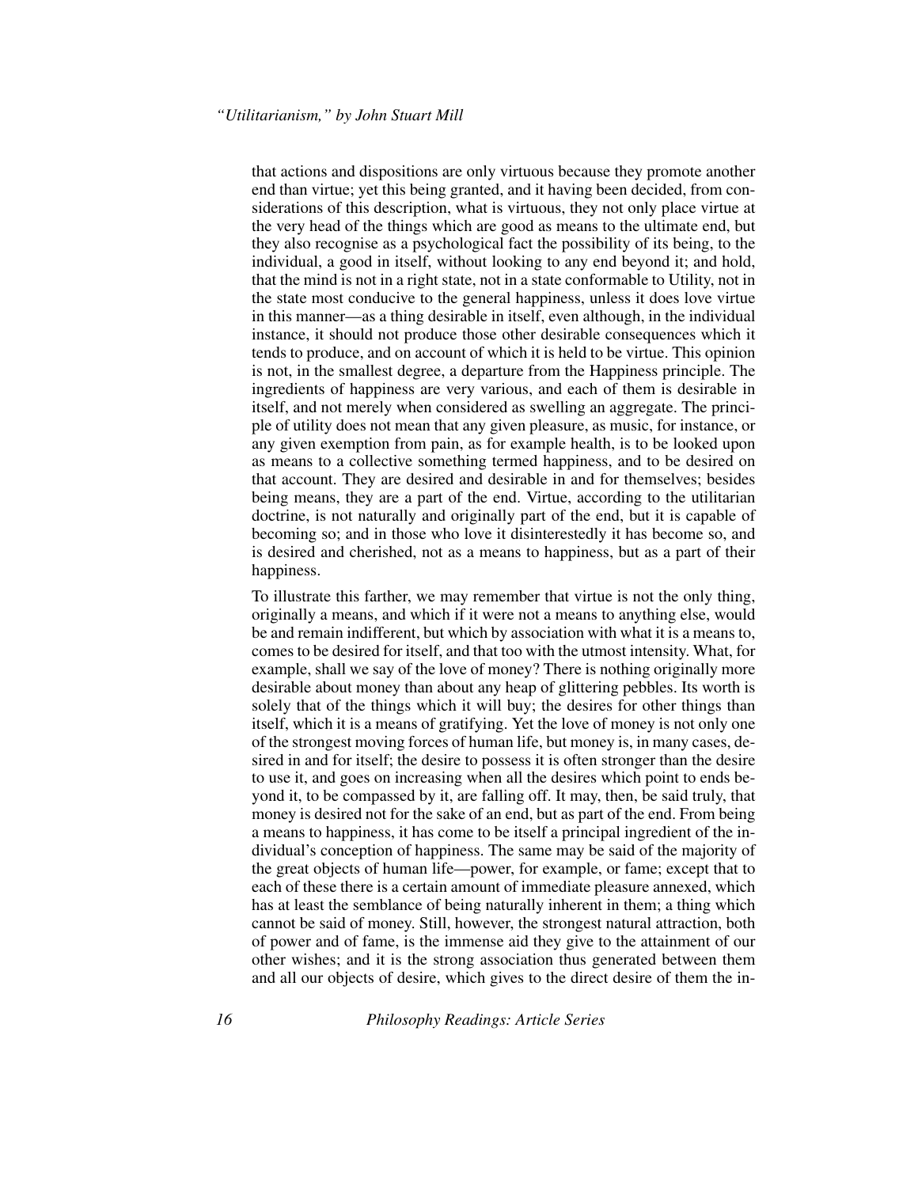that actions and dispositions are only virtuous because they promote another end than virtue; yet this being granted, and it having been decided, from considerations of this description, what is virtuous, they not only place virtue at the very head of the things which are good as means to the ultimate end, but they also recognise as a psychological fact the possibility of its being, to the individual, a good in itself, without looking to any end beyond it; and hold, that the mind is not in a right state, not in a state conformable to Utility, not in the state most conducive to the general happiness, unless it does love virtue in this manner—as a thing desirable in itself, even although, in the individual instance, it should not produce those other desirable consequences which it tends to produce, and on account of which it is held to be virtue. This opinion is not, in the smallest degree, a departure from the Happiness principle. The ingredients of happiness are very various, and each of them is desirable in itself, and not merely when considered as swelling an aggregate. The principle of utility does not mean that any given pleasure, as music, for instance, or any given exemption from pain, as for example health, is to be looked upon as means to a collective something termed happiness, and to be desired on that account. They are desired and desirable in and for themselves; besides being means, they are a part of the end. Virtue, according to the utilitarian doctrine, is not naturally and originally part of the end, but it is capable of becoming so; and in those who love it disinterestedly it has become so, and is desired and cherished, not as a means to happiness, but as a part of their happiness.

To illustrate this farther, we may remember that virtue is not the only thing, originally a means, and which if it were not a means to anything else, would be and remain indifferent, but which by association with what it is a means to, comes to be desired for itself, and that too with the utmost intensity. What, for example, shall we say of the love of money? There is nothing originally more desirable about money than about any heap of glittering pebbles. Its worth is solely that of the things which it will buy; the desires for other things than itself, which it is a means of gratifying. Yet the love of money is not only one of the strongest moving forces of human life, but money is, in many cases, desired in and for itself; the desire to possess it is often stronger than the desire to use it, and goes on increasing when all the desires which point to ends beyond it, to be compassed by it, are falling off. It may, then, be said truly, that money is desired not for the sake of an end, but as part of the end. From being a means to happiness, it has come to be itself a principal ingredient of the individual's conception of happiness. The same may be said of the majority of the great objects of human life—power, for example, or fame; except that to each of these there is a certain amount of immediate pleasure annexed, which has at least the semblance of being naturally inherent in them; a thing which cannot be said of money. Still, however, the strongest natural attraction, both of power and of fame, is the immense aid they give to the attainment of our other wishes; and it is the strong association thus generated between them and all our objects of desire, which gives to the direct desire of them the in-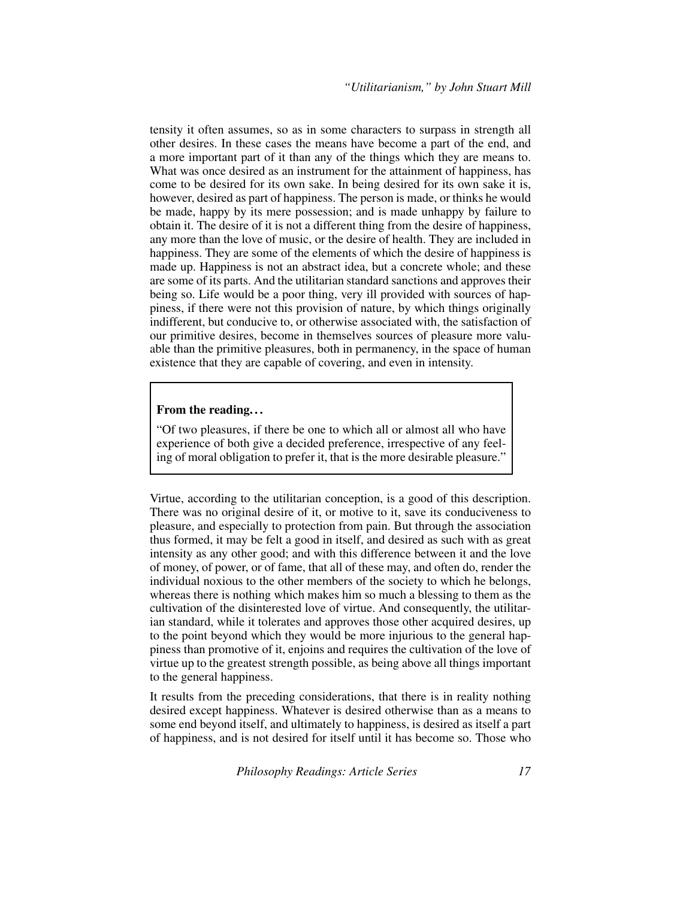tensity it often assumes, so as in some characters to surpass in strength all other desires. In these cases the means have become a part of the end, and a more important part of it than any of the things which they are means to. What was once desired as an instrument for the attainment of happiness, has come to be desired for its own sake. In being desired for its own sake it is, however, desired as part of happiness. The person is made, or thinks he would be made, happy by its mere possession; and is made unhappy by failure to obtain it. The desire of it is not a different thing from the desire of happiness, any more than the love of music, or the desire of health. They are included in happiness. They are some of the elements of which the desire of happiness is made up. Happiness is not an abstract idea, but a concrete whole; and these are some of its parts. And the utilitarian standard sanctions and approves their being so. Life would be a poor thing, very ill provided with sources of happiness, if there were not this provision of nature, by which things originally indifferent, but conducive to, or otherwise associated with, the satisfaction of our primitive desires, become in themselves sources of pleasure more valuable than the primitive pleasures, both in permanency, in the space of human existence that they are capable of covering, and even in intensity.

> **From the reading…**
>
> "Of two pleasures, if there be one to which all or almost all who have experience of both give a decided preference, irrespective of any feeling of moral obligation to prefer it, that is the more desirable pleasure."

Virtue, according to the utilitarian conception, is a good of this description. There was no original desire of it, or motive to it, save its conduciveness to pleasure, and especially to protection from pain. But through the association thus formed, it may be felt a good in itself, and desired as such with as great intensity as any other good; and with this difference between it and the love of money, of power, or of fame, that all of these may, and often do, render the individual noxious to the other members of the society to which he belongs, whereas there is nothing which makes him so much a blessing to them as the cultivation of the disinterested love of virtue. And consequently, the utilitarian standard, while it tolerates and approves those other acquired desires, up to the point beyond which they would be more injurious to the general happiness than promotive of it, enjoins and requires the cultivation of the love of virtue up to the greatest strength possible, as being above all things important to the general happiness.

It results from the preceding considerations, that there is in reality nothing desired except happiness. Whatever is desired otherwise than as a means to some end beyond itself, and ultimately to happiness, is desired as itself a part of happiness, and is not desired for itself until it has become so. Those who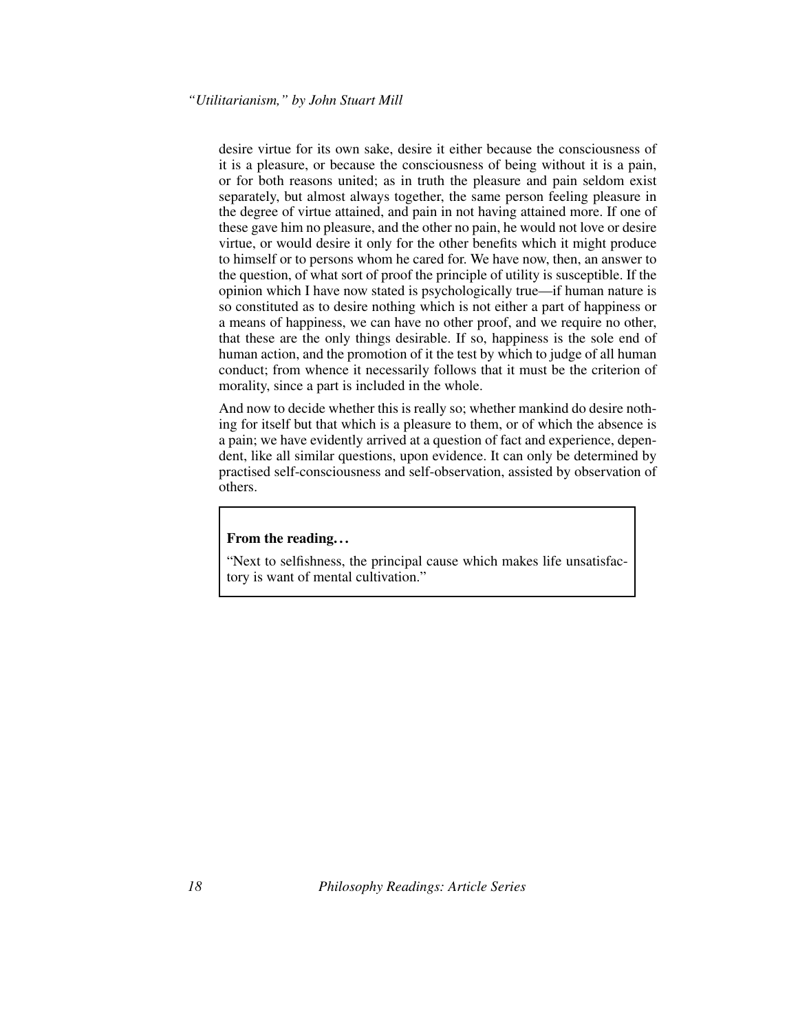desire virtue for its own sake, desire it either because the consciousness of it is a pleasure, or because the consciousness of being without it is a pain, or for both reasons united; as in truth the pleasure and pain seldom exist separately, but almost always together, the same person feeling pleasure in the degree of virtue attained, and pain in not having attained more. If one of these gave him no pleasure, and the other no pain, he would not love or desire virtue, or would desire it only for the other benefits which it might produce to himself or to persons whom he cared for. We have now, then, an answer to the question, of what sort of proof the principle of utility is susceptible. If the opinion which I have now stated is psychologically true—if human nature is so constituted as to desire nothing which is not either a part of happiness or a means of happiness, we can have no other proof, and we require no other, that these are the only things desirable. If so, happiness is the sole end of human action, and the promotion of it the test by which to judge of all human conduct; from whence it necessarily follows that it must be the criterion of morality, since a part is included in the whole.

And now to decide whether this is really so; whether mankind do desire nothing for itself but that which is a pleasure to them, or of which the absence is a pain; we have evidently arrived at a question of fact and experience, dependent, like all similar questions, upon evidence. It can only be determined by practised self-consciousness and self-observation, assisted by observation of others.

> **From the reading…**
>
> "Next to selfishness, the principal cause which makes life unsatisfactory is want of mental cultivation."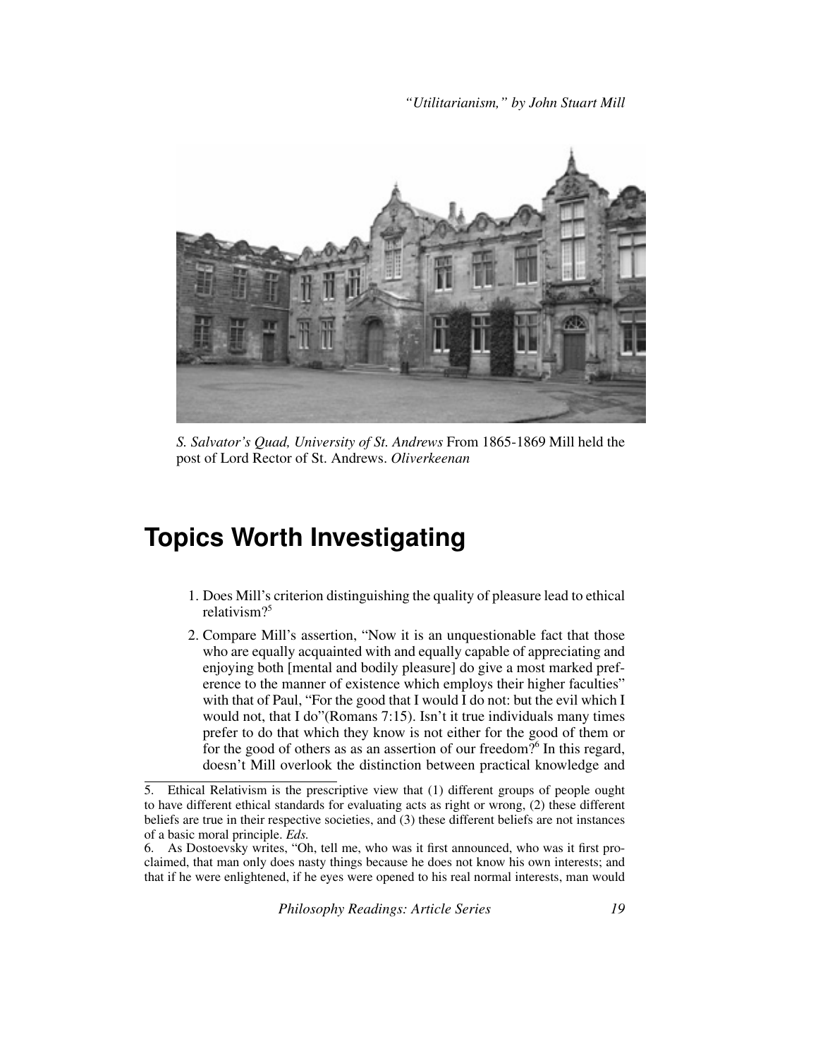*S. Salvator's Quad, University of St. Andrews* From 1865-1869 Mill held the post of Lord Rector of St. Andrews. *Oliverkeenan*

# Topics Worth Investigating

1. Does Mill's criterion distinguishing the quality of pleasure lead to ethical relativism?[5]

2. Compare Mill's assertion, "Now it is an unquestionable fact that those who are equally acquainted with and equally capable of appreciating and enjoying both [mental and bodily pleasure] do give a most marked preference to the manner of existence which employs their higher faculties" with that of Paul, "For the good that I would I do not: but the evil which I would not, that I do"(Romans 7:15). Isn't it true individuals many times prefer to do that which they know is not either for the good of them or for the good of others as as an assertion of our freedom?[6] In this regard, doesn't Mill overlook the distinction between practical knowledge and

---

5. Ethical Relativism is the prescriptive view that (1) different groups of people ought to have different ethical standards for evaluating acts as right or wrong, (2) these different beliefs are true in their respective societies, and (3) these different beliefs are not instances of a basic moral principle. *Eds.*

6. As Dostoevsky writes, "Oh, tell me, who was it first announced, who was it first proclaimed, that man only does nasty things because he does not know his own interests; and that if he were enlightened, if he eyes were opened to his real normal interests, man would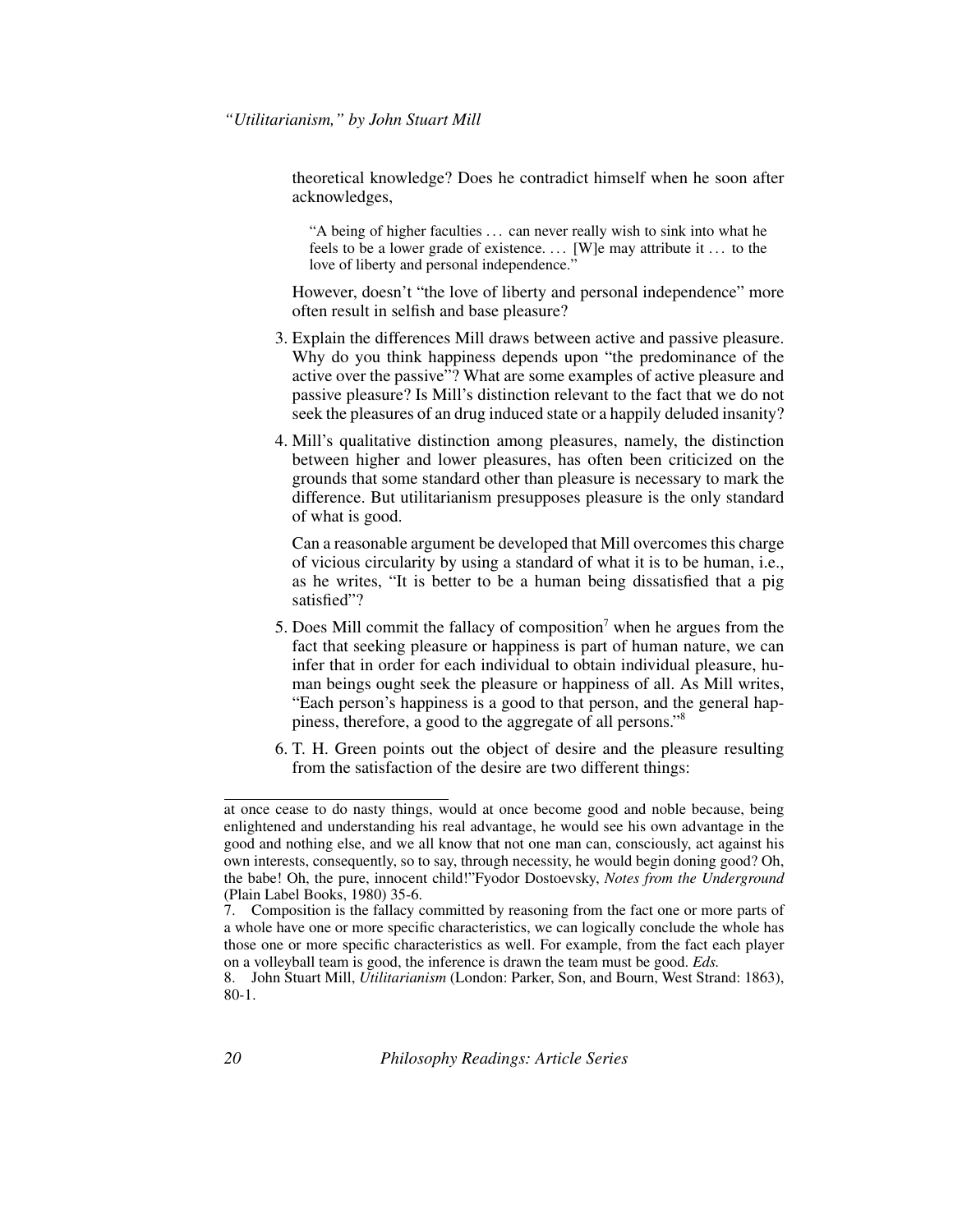theoretical knowledge? Does he contradict himself when he soon after acknowledges,

> "A being of higher faculties . . . can never really wish to sink into what he feels to be a lower grade of existence. . . . [W]e may attribute it . . . to the love of liberty and personal independence."

However, doesn't "the love of liberty and personal independence" more often result in selfish and base pleasure?

3. Explain the differences Mill draws between active and passive pleasure. Why do you think happiness depends upon "the predominance of the active over the passive"? What are some examples of active pleasure and passive pleasure? Is Mill's distinction relevant to the fact that we do not seek the pleasures of an drug induced state or a happily deluded insanity?

4. Mill's qualitative distinction among pleasures, namely, the distinction between higher and lower pleasures, has often been criticized on the grounds that some standard other than pleasure is necessary to mark the difference. But utilitarianism presupposes pleasure is the only standard of what is good.

   Can a reasonable argument be developed that Mill overcomes this charge of vicious circularity by using a standard of what it is to be human, i.e., as he writes, "It is better to be a human being dissatisfied that a pig satisfied"?

5. Does Mill commit the fallacy of composition[7] when he argues from the fact that seeking pleasure or happiness is part of human nature, we can infer that in order for each individual to obtain individual pleasure, human beings ought seek the pleasure or happiness of all. As Mill writes, "Each person's happiness is a good to that person, and the general happiness, therefore, a good to the aggregate of all persons."[8]

6. T. H. Green points out the object of desire and the pleasure resulting from the satisfaction of the desire are two different things:

---

at once cease to do nasty things, would at once become good and noble because, being enlightened and understanding his real advantage, he would see his own advantage in the good and nothing else, and we all know that not one man can, consciously, act against his own interests, consequently, so to say, through necessity, he would begin doning good? Oh, the babe! Oh, the pure, innocent child!"Fyodor Dostoevsky, *Notes from the Underground* (Plain Label Books, 1980) 35-6.

7. Composition is the fallacy committed by reasoning from the fact one or more parts of a whole have one or more specific characteristics, we can logically conclude the whole has those one or more specific characteristics as well. For example, from the fact each player on a volleyball team is good, the inference is drawn the team must be good. *Eds.*

8. John Stuart Mill, *Utilitarianism* (London: Parker, Son, and Bourn, West Strand: 1863), 80-1.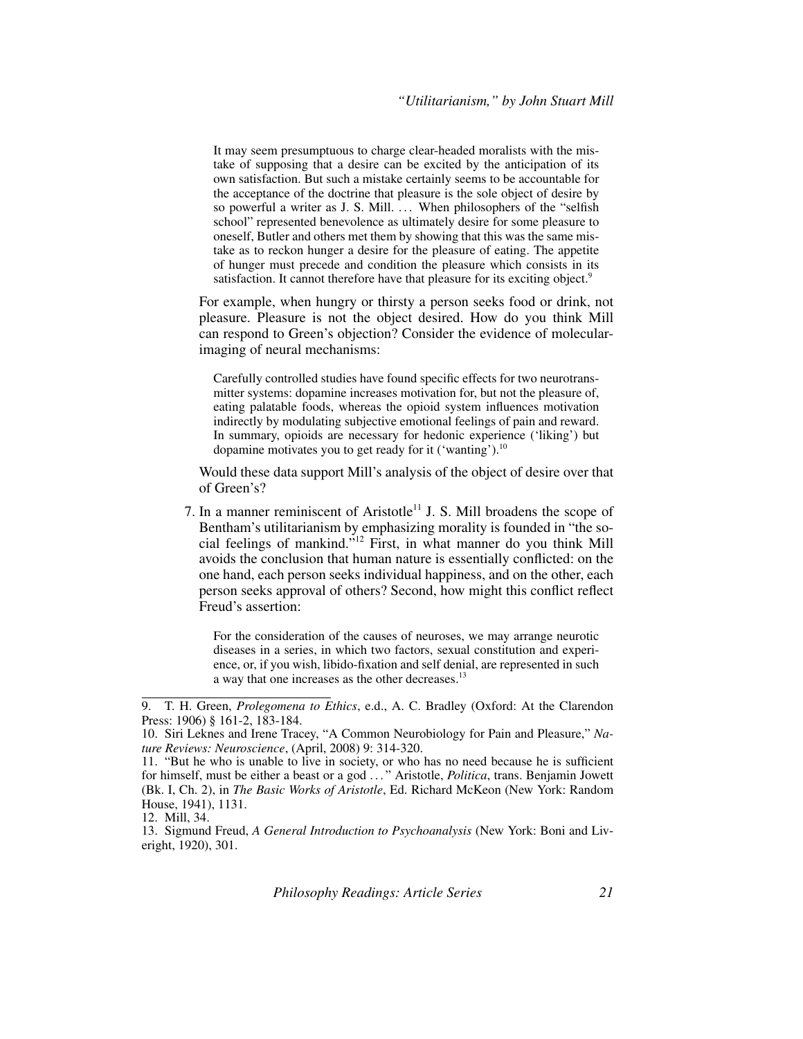> It may seem presumptuous to charge clear-headed moralists with the mistake of supposing that a desire can be excited by the anticipation of its own satisfaction. But such a mistake certainly seems to be accountable for the acceptance of the doctrine that pleasure is the sole object of desire by so powerful a writer as J. S. Mill. . . . When philosophers of the "selfish school" represented benevolence as ultimately desire for some pleasure to oneself, Butler and others met them by showing that this was the same mistake as to reckon hunger a desire for the pleasure of eating. The appetite of hunger must precede and condition the pleasure which consists in its satisfaction. It cannot therefore have that pleasure for its exciting object.[9]

For example, when hungry or thirsty a person seeks food or drink, not pleasure. Pleasure is not the object desired. How do you think Mill can respond to Green's objection? Consider the evidence of molecular-imaging of neural mechanisms:

> Carefully controlled studies have found specific effects for two neurotransmitter systems: dopamine increases motivation for, but not the pleasure of, eating palatable foods, whereas the opioid system influences motivation indirectly by modulating subjective emotional feelings of pain and reward. In summary, opioids are necessary for hedonic experience ('liking') but dopamine motivates you to get ready for it ('wanting').[10]

Would these data support Mill's analysis of the object of desire over that of Green's?

7. In a manner reminiscent of Aristotle[11] J. S. Mill broadens the scope of Bentham's utilitarianism by emphasizing morality is founded in "the social feelings of mankind."[12] First, in what manner do you think Mill avoids the conclusion that human nature is essentially conflicted: on the one hand, each person seeks individual happiness, and on the other, each person seeks approval of others? Second, how might this conflict reflect Freud's assertion:

> For the consideration of the causes of neuroses, we may arrange neurotic diseases in a series, in which two factors, sexual constitution and experience, or, if you wish, libido-fixation and self denial, are represented in such a way that one increases as the other decreases.[13]

---

9. T. H. Green, *Prolegomena to Ethics*, e.d., A. C. Bradley (Oxford: At the Clarendon Press: 1906) § 161-2, 183-184.

10. Siri Leknes and Irene Tracey, "A Common Neurobiology for Pain and Pleasure," *Nature Reviews: Neuroscience*, (April, 2008) 9: 314-320.

11. "But he who is unable to live in society, or who has no need because he is sufficient for himself, must be either a beast or a god . . . " Aristotle, *Politica*, trans. Benjamin Jowett (Bk. I, Ch. 2), in *The Basic Works of Aristotle*, Ed. Richard McKeon (New York: Random House, 1941), 1131.

12. Mill, 34.

13. Sigmund Freud, *A General Introduction to Psychoanalysis* (New York: Boni and Liveright, 1920), 301.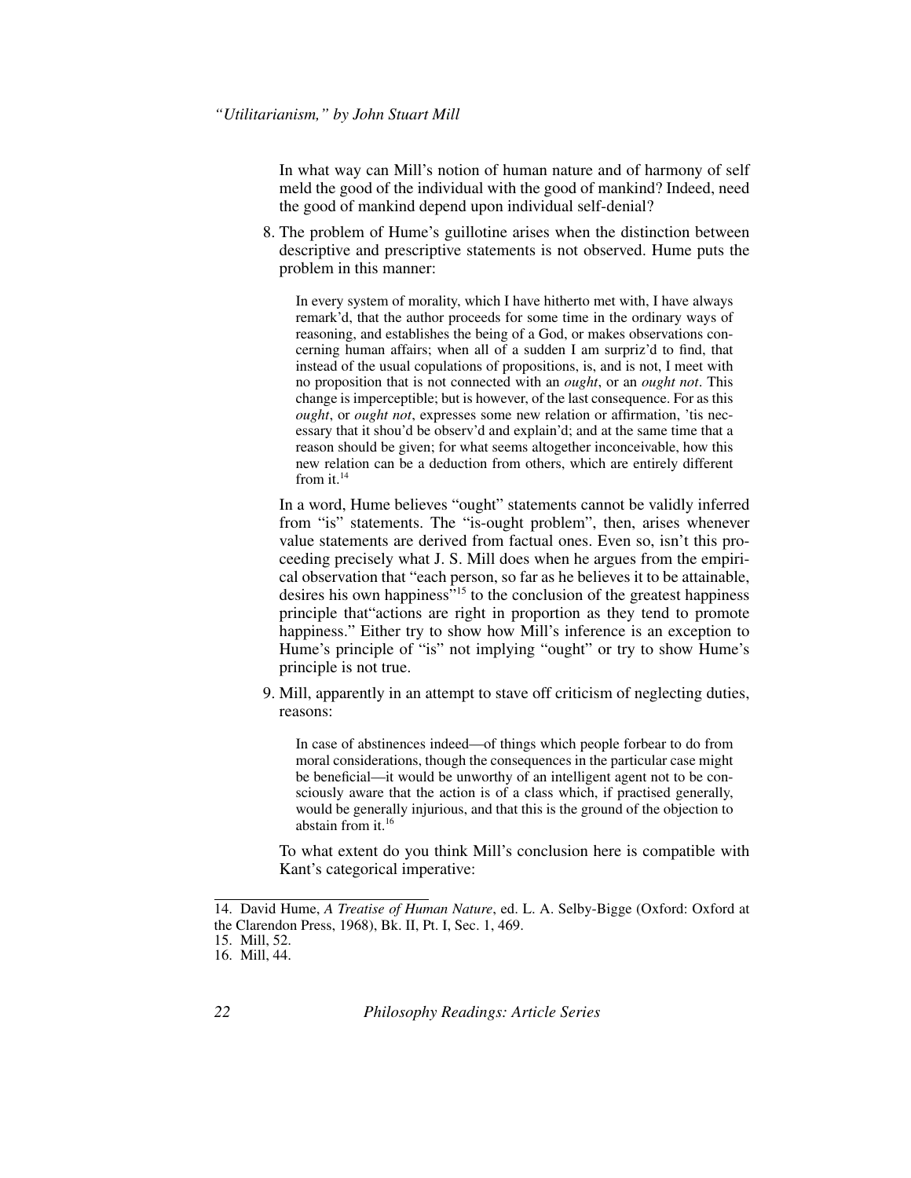In what way can Mill's notion of human nature and of harmony of self meld the good of the individual with the good of mankind? Indeed, need the good of mankind depend upon individual self-denial?

8. The problem of Hume's guillotine arises when the distinction between descriptive and prescriptive statements is not observed. Hume puts the problem in this manner:

   > In every system of morality, which I have hitherto met with, I have always remark'd, that the author proceeds for some time in the ordinary ways of reasoning, and establishes the being of a God, or makes observations concerning human affairs; when all of a sudden I am surpriz'd to find, that instead of the usual copulations of propositions, is, and is not, I meet with no proposition that is not connected with an *ought*, or an *ought not*. This change is imperceptible; but is however, of the last consequence. For as this *ought*, or *ought not*, expresses some new relation or affirmation, 'tis necessary that it shou'd be observ'd and explain'd; and at the same time that a reason should be given; for what seems altogether inconceivable, how this new relation can be a deduction from others, which are entirely different from it.[14]

   In a word, Hume believes "ought" statements cannot be validly inferred from "is" statements. The "is-ought problem", then, arises whenever value statements are derived from factual ones. Even so, isn't this proceeding precisely what J. S. Mill does when he argues from the empirical observation that "each person, so far as he believes it to be attainable, desires his own happiness"[15] to the conclusion of the greatest happiness principle that"actions are right in proportion as they tend to promote happiness." Either try to show how Mill's inference is an exception to Hume's principle of "is" not implying "ought" or try to show Hume's principle is not true.

9. Mill, apparently in an attempt to stave off criticism of neglecting duties, reasons:

   > In case of abstinences indeed—of things which people forbear to do from moral considerations, though the consequences in the particular case might be beneficial—it would be unworthy of an intelligent agent not to be consciously aware that the action is of a class which, if practised generally, would be generally injurious, and that this is the ground of the objection to abstain from it.[16]

   To what extent do you think Mill's conclusion here is compatible with Kant's categorical imperative:

---

14. David Hume, *A Treatise of Human Nature*, ed. L. A. Selby-Bigge (Oxford: Oxford at the Clarendon Press, 1968), Bk. II, Pt. I, Sec. 1, 469.
15. Mill, 52.
16. Mill, 44.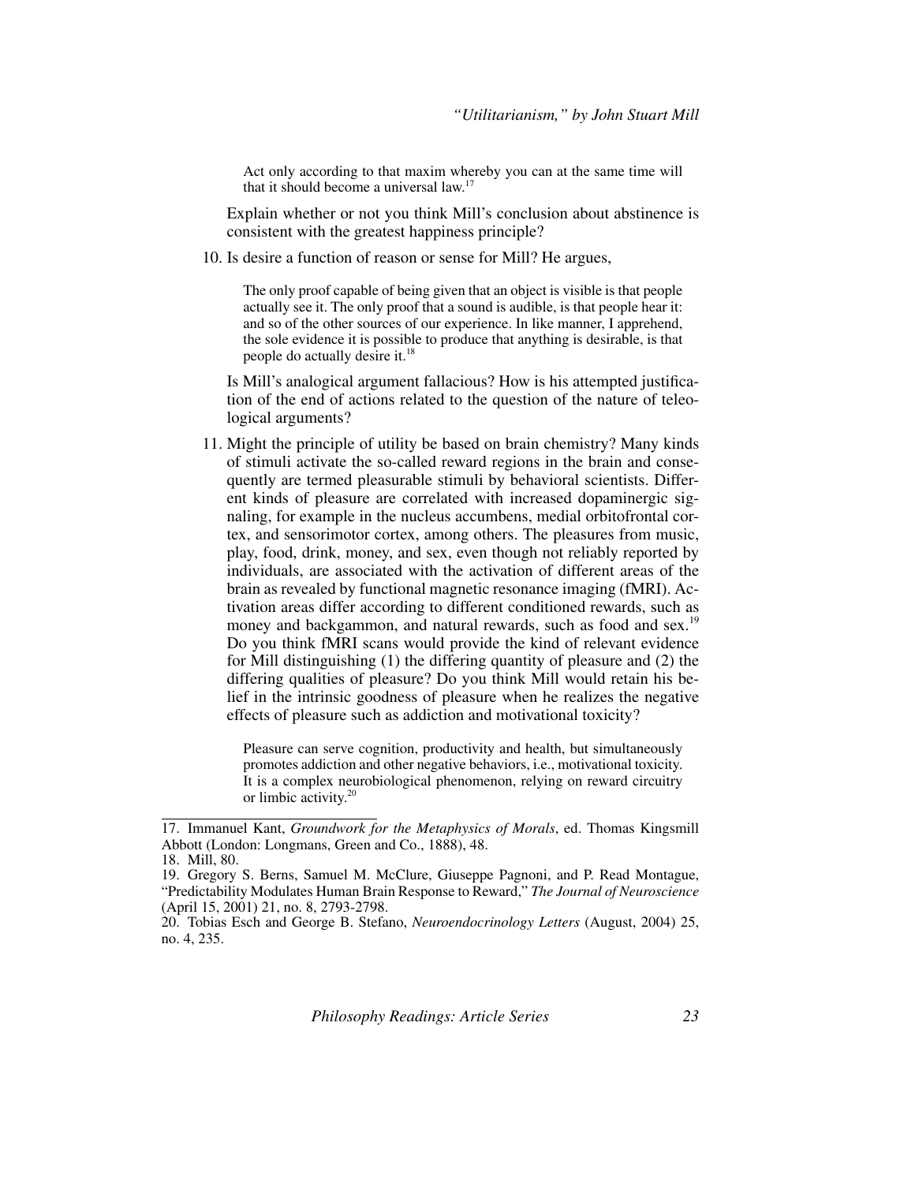> Act only according to that maxim whereby you can at the same time will that it should become a universal law.[17]

Explain whether or not you think Mill's conclusion about abstinence is consistent with the greatest happiness principle?

10. Is desire a function of reason or sense for Mill? He argues,

    > The only proof capable of being given that an object is visible is that people actually see it. The only proof that a sound is audible, is that people hear it: and so of the other sources of our experience. In like manner, I apprehend, the sole evidence it is possible to produce that anything is desirable, is that people do actually desire it.[18]

    Is Mill's analogical argument fallacious? How is his attempted justification of the end of actions related to the question of the nature of teleological arguments?

11. Might the principle of utility be based on brain chemistry? Many kinds of stimuli activate the so-called reward regions in the brain and consequently are termed pleasurable stimuli by behavioral scientists. Different kinds of pleasure are correlated with increased dopaminergic signaling, for example in the nucleus accumbens, medial orbitofrontal cortex, and sensorimotor cortex, among others. The pleasures from music, play, food, drink, money, and sex, even though not reliably reported by individuals, are associated with the activation of different areas of the brain as revealed by functional magnetic resonance imaging (fMRI). Activation areas differ according to different conditioned rewards, such as money and backgammon, and natural rewards, such as food and sex.[19] Do you think fMRI scans would provide the kind of relevant evidence for Mill distinguishing (1) the differing quantity of pleasure and (2) the differing qualities of pleasure? Do you think Mill would retain his belief in the intrinsic goodness of pleasure when he realizes the negative effects of pleasure such as addiction and motivational toxicity?

    > Pleasure can serve cognition, productivity and health, but simultaneously promotes addiction and other negative behaviors, i.e., motivational toxicity. It is a complex neurobiological phenomenon, relying on reward circuitry or limbic activity.[20]

---

17. Immanuel Kant, *Groundwork for the Metaphysics of Morals*, ed. Thomas Kingsmill Abbott (London: Longmans, Green and Co., 1888), 48.
18. Mill, 80.
19. Gregory S. Berns, Samuel M. McClure, Giuseppe Pagnoni, and P. Read Montague, "Predictability Modulates Human Brain Response to Reward," *The Journal of Neuroscience* (April 15, 2001) 21, no. 8, 2793-2798.
20. Tobias Esch and George B. Stefano, *Neuroendocrinology Letters* (August, 2004) 25, no. 4, 235.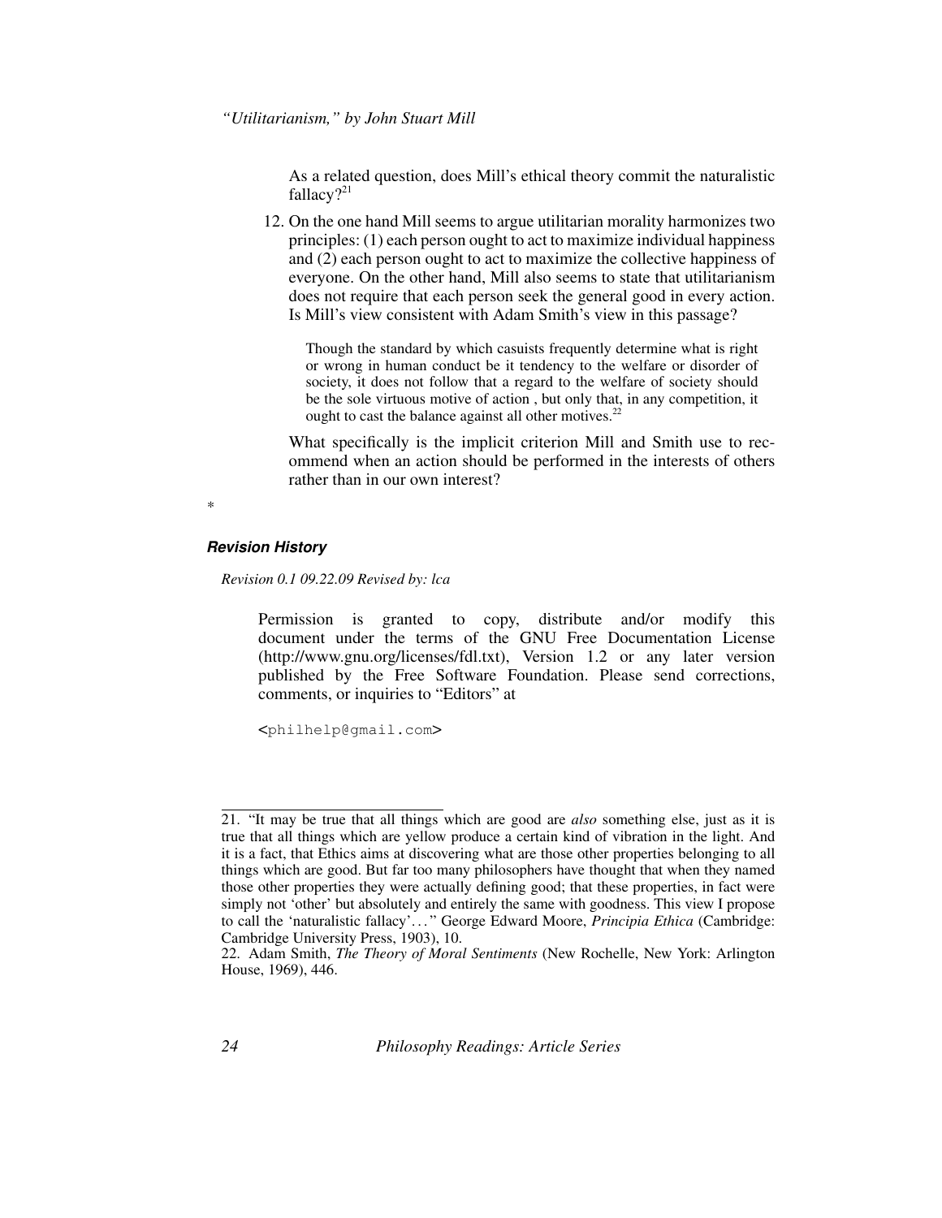As a related question, does Mill's ethical theory commit the naturalistic fallacy?[21]

12. On the one hand Mill seems to argue utilitarian morality harmonizes two principles: (1) each person ought to act to maximize individual happiness and (2) each person ought to act to maximize the collective happiness of everyone. On the other hand, Mill also seems to state that utilitarianism does not require that each person seek the general good in every action. Is Mill's view consistent with Adam Smith's view in this passage?

    > Though the standard by which casuists frequently determine what is right or wrong in human conduct be it tendency to the welfare or disorder of society, it does not follow that a regard to the welfare of society should be the sole virtuous motive of action , but only that, in any competition, it ought to cast the balance against all other motives.[22]

    What specifically is the implicit criterion Mill and Smith use to recommend when an action should be performed in the interests of others rather than in our own interest?

*

### *Revision History*

*Revision 0.1 09.22.09 Revised by: lca*

> Permission is granted to copy, distribute and/or modify this document under the terms of the GNU Free Documentation License (http://www.gnu.org/licenses/fdl.txt), Version 1.2 or any later version published by the Free Software Foundation. Please send corrections, comments, or inquiries to "Editors" at
>
> <philhelp@gmail.com>

---

21. "It may be true that all things which are good are *also* something else, just as it is true that all things which are yellow produce a certain kind of vibration in the light. And it is a fact, that Ethics aims at discovering what are those other properties belonging to all things which are good. But far too many philosophers have thought that when they named those other properties they were actually defining good; that these properties, in fact were simply not 'other' but absolutely and entirely the same with goodness. This view I propose to call the 'naturalistic fallacy'. . . " George Edward Moore, *Principia Ethica* (Cambridge: Cambridge University Press, 1903), 10.

22. Adam Smith, *The Theory of Moral Sentiments* (New Rochelle, New York: Arlington House, 1969), 446.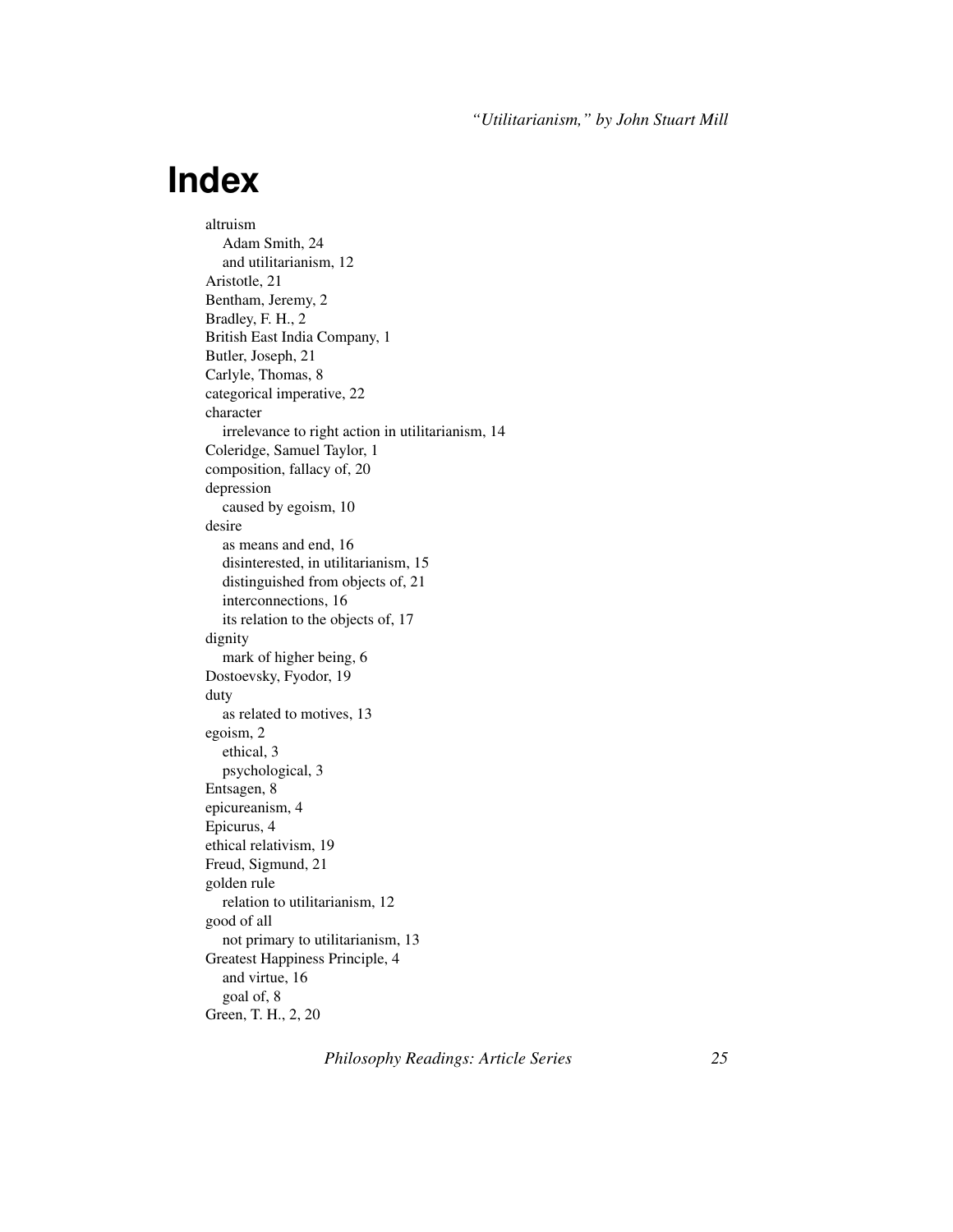# Index

altruism
  Adam Smith, 24
  and utilitarianism, 12
Aristotle, 21
Bentham, Jeremy, 2
Bradley, F. H., 2
British East India Company, 1
Butler, Joseph, 21
Carlyle, Thomas, 8
categorical imperative, 22
character
  irrelevance to right action in utilitarianism, 14
Coleridge, Samuel Taylor, 1
composition, fallacy of, 20
depression
  caused by egoism, 10
desire
  as means and end, 16
  disinterested, in utilitarianism, 15
  distinguished from objects of, 21
  interconnections, 16
  its relation to the objects of, 17
dignity
  mark of higher being, 6
Dostoevsky, Fyodor, 19
duty
  as related to motives, 13
egoism, 2
  ethical, 3
  psychological, 3
Entsagen, 8
epicureanism, 4
Epicurus, 4
ethical relativism, 19
Freud, Sigmund, 21
golden rule
  relation to utilitarianism, 12
good of all
  not primary to utilitarianism, 13
Greatest Happiness Principle, 4
  and virtue, 16
  goal of, 8
Green, T. H., 2, 20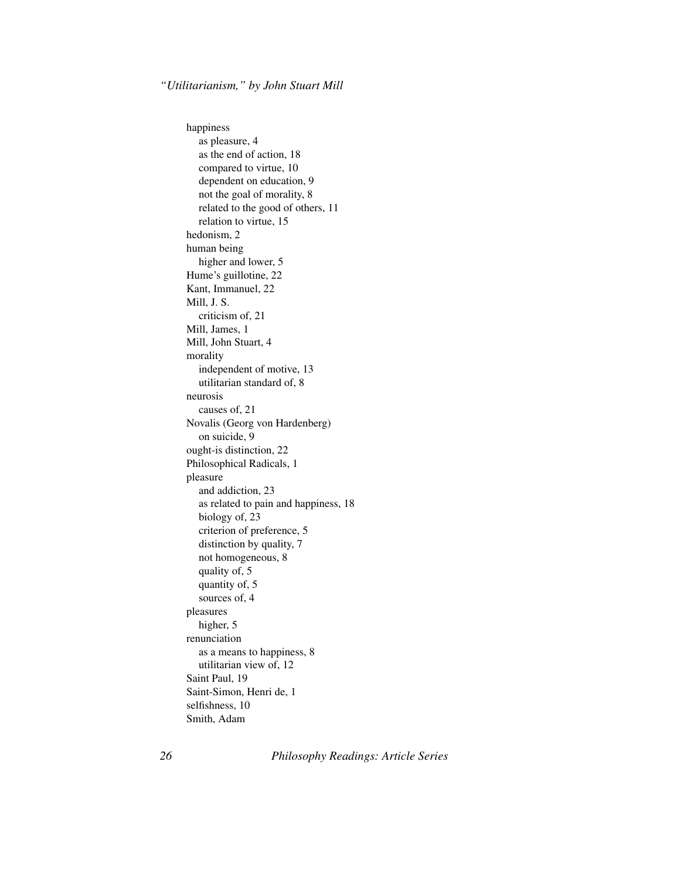happiness
   as pleasure, 4
   as the end of action, 18
   compared to virtue, 10
   dependent on education, 9
   not the goal of morality, 8
   related to the good of others, 11
   relation to virtue, 15
hedonism, 2
human being
   higher and lower, 5
Hume's guillotine, 22
Kant, Immanuel, 22
Mill, J. S.
   criticism of, 21
Mill, James, 1
Mill, John Stuart, 4
morality
   independent of motive, 13
   utilitarian standard of, 8
neurosis
   causes of, 21
Novalis (Georg von Hardenberg)
   on suicide, 9
ought-is distinction, 22
Philosophical Radicals, 1
pleasure
   and addiction, 23
   as related to pain and happiness, 18
   biology of, 23
   criterion of preference, 5
   distinction by quality, 7
   not homogeneous, 8
   quality of, 5
   quantity of, 5
   sources of, 4
pleasures
   higher, 5
renunciation
   as a means to happiness, 8
   utilitarian view of, 12
Saint Paul, 19
Saint-Simon, Henri de, 1
selfishness, 10
Smith, Adam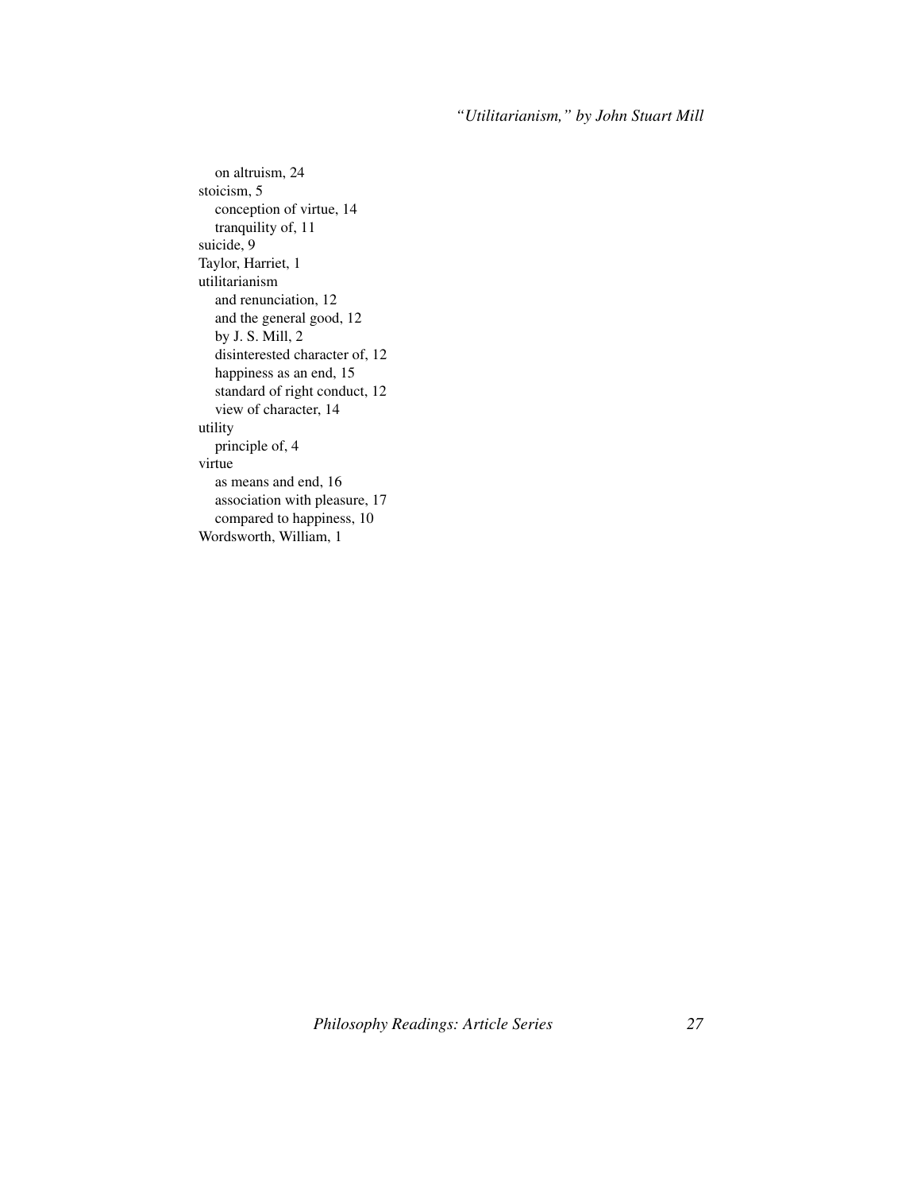on altruism, 24

stoicism, 5

  conception of virtue, 14

  tranquility of, 11

suicide, 9

Taylor, Harriet, 1

utilitarianism

  and renunciation, 12

  and the general good, 12

  by J. S. Mill, 2

  disinterested character of, 12

  happiness as an end, 15

  standard of right conduct, 12

  view of character, 14

utility

  principle of, 4

virtue

  as means and end, 16

  association with pleasure, 17

  compared to happiness, 10

Wordsworth, William, 1